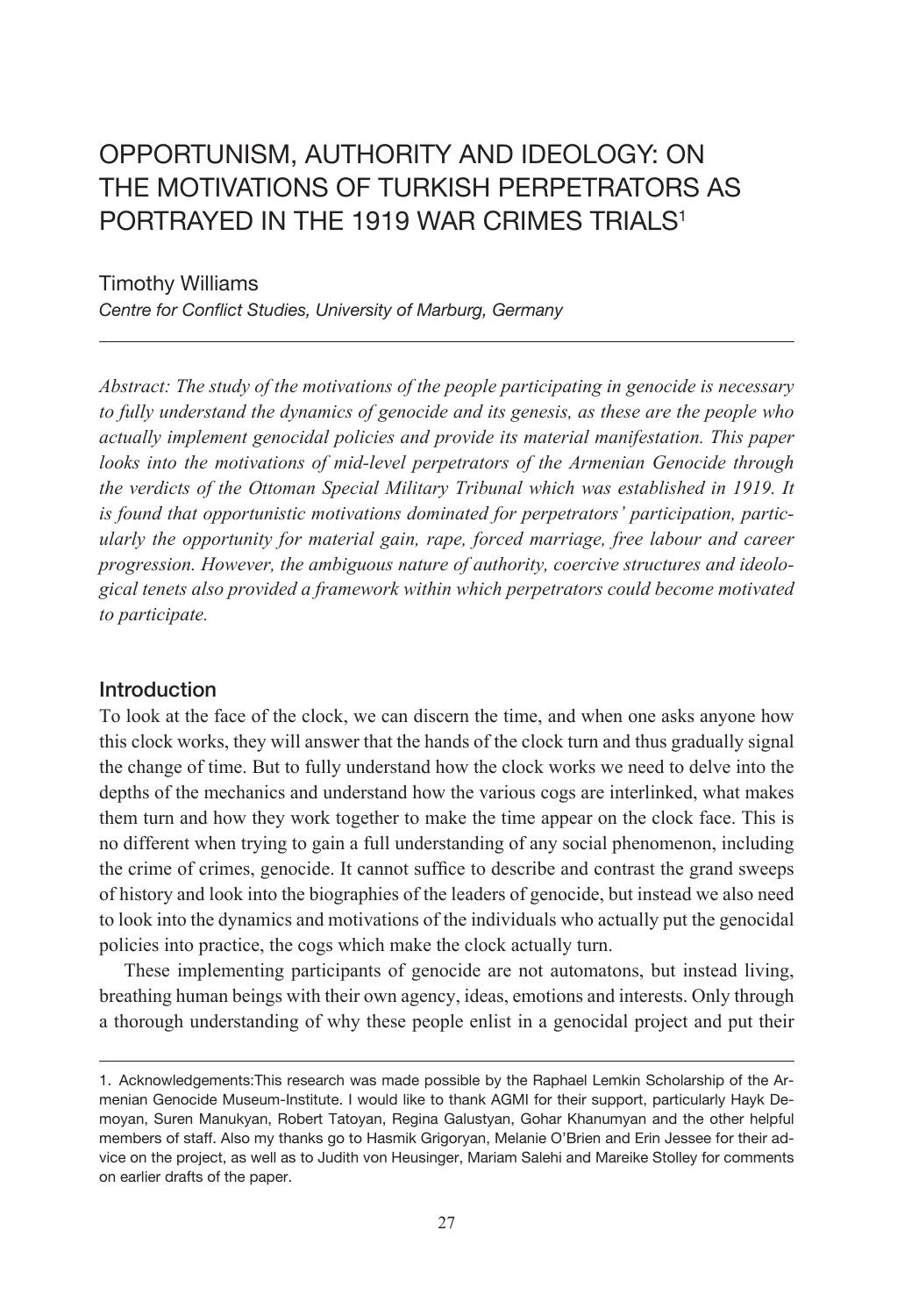# OPPORTUNISM, AUTHORITY AND IDEOLOGY: ON THE MOTIVATIONS OF TURKISH PERPETRATORS AS PORTRAYED IN THE 1919 WAR CRIMES TRIALS[1]

Timothy Williams

*Centre for Conflict Studies, University of Marburg, Germany*

---

*Abstract: The study of the motivations of the people participating in genocide is necessary to fully understand the dynamics of genocide and its genesis, as these are the people who actually implement genocidal policies and provide its material manifestation. This paper looks into the motivations of mid-level perpetrators of the Armenian Genocide through the verdicts of the Ottoman Special Military Tribunal which was established in 1919. It is found that opportunistic motivations dominated for perpetrators' participation, particularly the opportunity for material gain, rape, forced marriage, free labour and career progression. However, the ambiguous nature of authority, coercive structures and ideological tenets also provided a framework within which perpetrators could become motivated to participate.*

## Introduction

To look at the face of the clock, we can discern the time, and when one asks anyone how this clock works, they will answer that the hands of the clock turn and thus gradually signal the change of time. But to fully understand how the clock works we need to delve into the depths of the mechanics and understand how the various cogs are interlinked, what makes them turn and how they work together to make the time appear on the clock face. This is no different when trying to gain a full understanding of any social phenomenon, including the crime of crimes, genocide. It cannot suffice to describe and contrast the grand sweeps of history and look into the biographies of the leaders of genocide, but instead we also need to look into the dynamics and motivations of the individuals who actually put the genocidal policies into practice, the cogs which make the clock actually turn.

These implementing participants of genocide are not automatons, but instead living, breathing human beings with their own agency, ideas, emotions and interests. Only through a thorough understanding of why these people enlist in a genocidal project and put their

---

1. Acknowledgements:This research was made possible by the Raphael Lemkin Scholarship of the Armenian Genocide Museum-Institute. I would like to thank AGMI for their support, particularly Hayk Demoyan, Suren Manukyan, Robert Tatoyan, Regina Galustyan, Gohar Khanumyan and the other helpful members of staff. Also my thanks go to Hasmik Grigoryan, Melanie O'Brien and Erin Jessee for their advice on the project, as well as to Judith von Heusinger, Mariam Salehi and Mareike Stolley for comments on earlier drafts of the paper.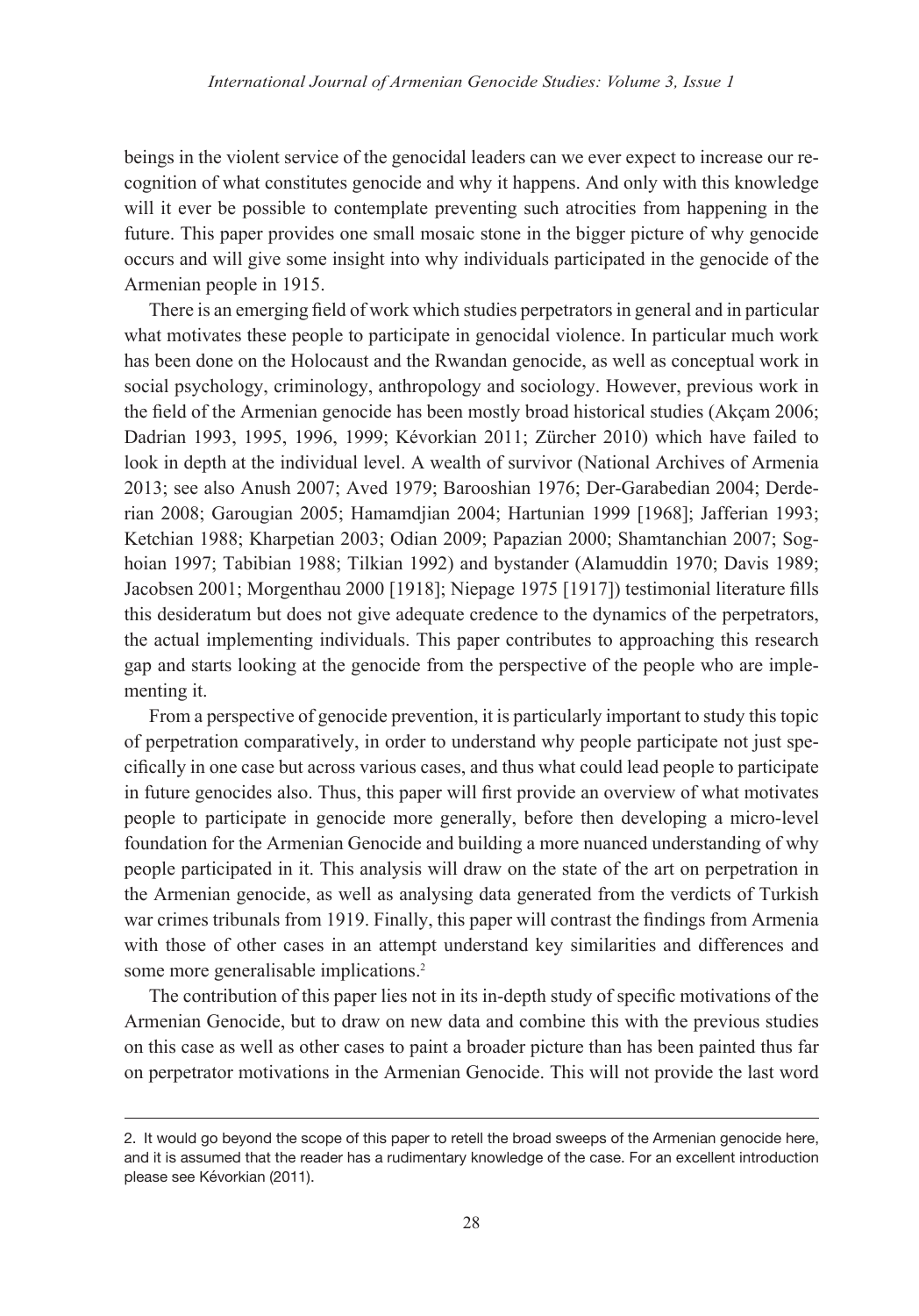beings in the violent service of the genocidal leaders can we ever expect to increase our recognition of what constitutes genocide and why it happens. And only with this knowledge will it ever be possible to contemplate preventing such atrocities from happening in the future. This paper provides one small mosaic stone in the bigger picture of why genocide occurs and will give some insight into why individuals participated in the genocide of the Armenian people in 1915.

There is an emerging field of work which studies perpetrators in general and in particular what motivates these people to participate in genocidal violence. In particular much work has been done on the Holocaust and the Rwandan genocide, as well as conceptual work in social psychology, criminology, anthropology and sociology. However, previous work in the field of the Armenian genocide has been mostly broad historical studies (Akçam 2006; Dadrian 1993, 1995, 1996, 1999; Kévorkian 2011; Zürcher 2010) which have failed to look in depth at the individual level. A wealth of survivor (National Archives of Armenia 2013; see also Anush 2007; Aved 1979; Barooshian 1976; Der-Garabedian 2004; Derderian 2008; Garougian 2005; Hamamdjian 2004; Hartunian 1999 [1968]; Jafferian 1993; Ketchian 1988; Kharpetian 2003; Odian 2009; Papazian 2000; Shamtanchian 2007; Soghoian 1997; Tabibian 1988; Tilkian 1992) and bystander (Alamuddin 1970; Davis 1989; Jacobsen 2001; Morgenthau 2000 [1918]; Niepage 1975 [1917]) testimonial literature fills this desideratum but does not give adequate credence to the dynamics of the perpetrators, the actual implementing individuals. This paper contributes to approaching this research gap and starts looking at the genocide from the perspective of the people who are implementing it.

From a perspective of genocide prevention, it is particularly important to study this topic of perpetration comparatively, in order to understand why people participate not just specifically in one case but across various cases, and thus what could lead people to participate in future genocides also. Thus, this paper will first provide an overview of what motivates people to participate in genocide more generally, before then developing a micro-level foundation for the Armenian Genocide and building a more nuanced understanding of why people participated in it. This analysis will draw on the state of the art on perpetration in the Armenian genocide, as well as analysing data generated from the verdicts of Turkish war crimes tribunals from 1919. Finally, this paper will contrast the findings from Armenia with those of other cases in an attempt understand key similarities and differences and some more generalisable implications.[2]

The contribution of this paper lies not in its in-depth study of specific motivations of the Armenian Genocide, but to draw on new data and combine this with the previous studies on this case as well as other cases to paint a broader picture than has been painted thus far on perpetrator motivations in the Armenian Genocide. This will not provide the last word

---

2. It would go beyond the scope of this paper to retell the broad sweeps of the Armenian genocide here, and it is assumed that the reader has a rudimentary knowledge of the case. For an excellent introduction please see Kévorkian (2011).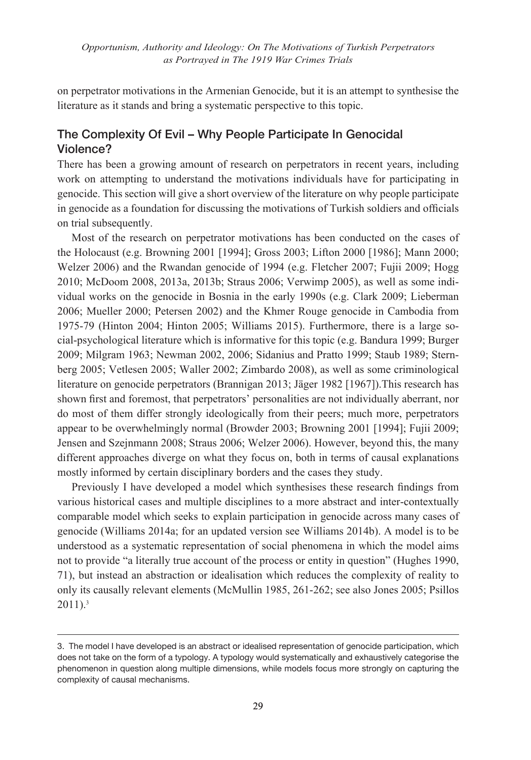on perpetrator motivations in the Armenian Genocide, but it is an attempt to synthesise the literature as it stands and bring a systematic perspective to this topic.

## The Complexity Of Evil – Why People Participate In Genocidal Violence?

There has been a growing amount of research on perpetrators in recent years, including work on attempting to understand the motivations individuals have for participating in genocide. This section will give a short overview of the literature on why people participate in genocide as a foundation for discussing the motivations of Turkish soldiers and officials on trial subsequently.

Most of the research on perpetrator motivations has been conducted on the cases of the Holocaust (e.g. Browning 2001 [1994]; Gross 2003; Lifton 2000 [1986]; Mann 2000; Welzer 2006) and the Rwandan genocide of 1994 (e.g. Fletcher 2007; Fujii 2009; Hogg 2010; McDoom 2008, 2013a, 2013b; Straus 2006; Verwimp 2005), as well as some individual works on the genocide in Bosnia in the early 1990s (e.g. Clark 2009; Lieberman 2006; Mueller 2000; Petersen 2002) and the Khmer Rouge genocide in Cambodia from 1975-79 (Hinton 2004; Hinton 2005; Williams 2015). Furthermore, there is a large social-psychological literature which is informative for this topic (e.g. Bandura 1999; Burger 2009; Milgram 1963; Newman 2002, 2006; Sidanius and Pratto 1999; Staub 1989; Sternberg 2005; Vetlesen 2005; Waller 2002; Zimbardo 2008), as well as some criminological literature on genocide perpetrators (Brannigan 2013; Jäger 1982 [1967]).This research has shown first and foremost, that perpetrators' personalities are not individually aberrant, nor do most of them differ strongly ideologically from their peers; much more, perpetrators appear to be overwhelmingly normal (Browder 2003; Browning 2001 [1994]; Fujii 2009; Jensen and Szejnmann 2008; Straus 2006; Welzer 2006). However, beyond this, the many different approaches diverge on what they focus on, both in terms of causal explanations mostly informed by certain disciplinary borders and the cases they study.

Previously I have developed a model which synthesises these research findings from various historical cases and multiple disciplines to a more abstract and inter-contextually comparable model which seeks to explain participation in genocide across many cases of genocide (Williams 2014a; for an updated version see Williams 2014b). A model is to be understood as a systematic representation of social phenomena in which the model aims not to provide "a literally true account of the process or entity in question" (Hughes 1990, 71), but instead an abstraction or idealisation which reduces the complexity of reality to only its causally relevant elements (McMullin 1985, 261-262; see also Jones 2005; Psillos 2011).[3]

---

3. The model I have developed is an abstract or idealised representation of genocide participation, which does not take on the form of a typology. A typology would systematically and exhaustively categorise the phenomenon in question along multiple dimensions, while models focus more strongly on capturing the complexity of causal mechanisms.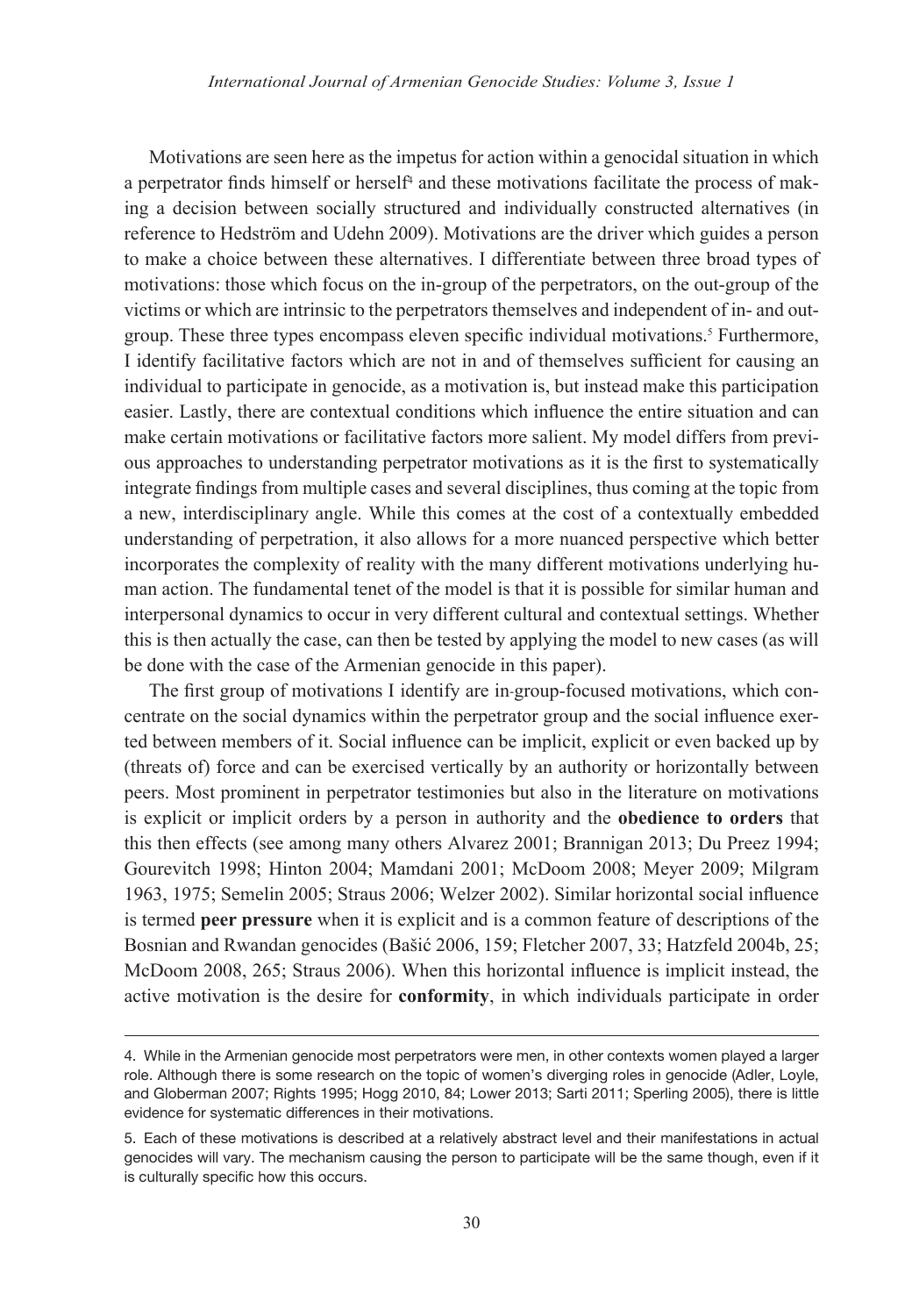Motivations are seen here as the impetus for action within a genocidal situation in which a perpetrator finds himself or herself[4] and these motivations facilitate the process of making a decision between socially structured and individually constructed alternatives (in reference to Hedström and Udehn 2009). Motivations are the driver which guides a person to make a choice between these alternatives. I differentiate between three broad types of motivations: those which focus on the in-group of the perpetrators, on the out-group of the victims or which are intrinsic to the perpetrators themselves and independent of in- and out-group. These three types encompass eleven specific individual motivations.[5] Furthermore, I identify facilitative factors which are not in and of themselves sufficient for causing an individual to participate in genocide, as a motivation is, but instead make this participation easier. Lastly, there are contextual conditions which influence the entire situation and can make certain motivations or facilitative factors more salient. My model differs from previous approaches to understanding perpetrator motivations as it is the first to systematically integrate findings from multiple cases and several disciplines, thus coming at the topic from a new, interdisciplinary angle. While this comes at the cost of a contextually embedded understanding of perpetration, it also allows for a more nuanced perspective which better incorporates the complexity of reality with the many different motivations underlying human action. The fundamental tenet of the model is that it is possible for similar human and interpersonal dynamics to occur in very different cultural and contextual settings. Whether this is then actually the case, can then be tested by applying the model to new cases (as will be done with the case of the Armenian genocide in this paper).

The first group of motivations I identify are in-group-focused motivations, which concentrate on the social dynamics within the perpetrator group and the social influence exerted between members of it. Social influence can be implicit, explicit or even backed up by (threats of) force and can be exercised vertically by an authority or horizontally between peers. Most prominent in perpetrator testimonies but also in the literature on motivations is explicit or implicit orders by a person in authority and the **obedience to orders** that this then effects (see among many others Alvarez 2001; Brannigan 2013; Du Preez 1994; Gourevitch 1998; Hinton 2004; Mamdani 2001; McDoom 2008; Meyer 2009; Milgram 1963, 1975; Semelin 2005; Straus 2006; Welzer 2002). Similar horizontal social influence is termed **peer pressure** when it is explicit and is a common feature of descriptions of the Bosnian and Rwandan genocides (Bašić 2006, 159; Fletcher 2007, 33; Hatzfeld 2004b, 25; McDoom 2008, 265; Straus 2006). When this horizontal influence is implicit instead, the active motivation is the desire for **conformity**, in which individuals participate in order

4. While in the Armenian genocide most perpetrators were men, in other contexts women played a larger role. Although there is some research on the topic of women's diverging roles in genocide (Adler, Loyle, and Globerman 2007; Rights 1995; Hogg 2010, 84; Lower 2013; Sarti 2011; Sperling 2005), there is little evidence for systematic differences in their motivations.

5. Each of these motivations is described at a relatively abstract level and their manifestations in actual genocides will vary. The mechanism causing the person to participate will be the same though, even if it is culturally specific how this occurs.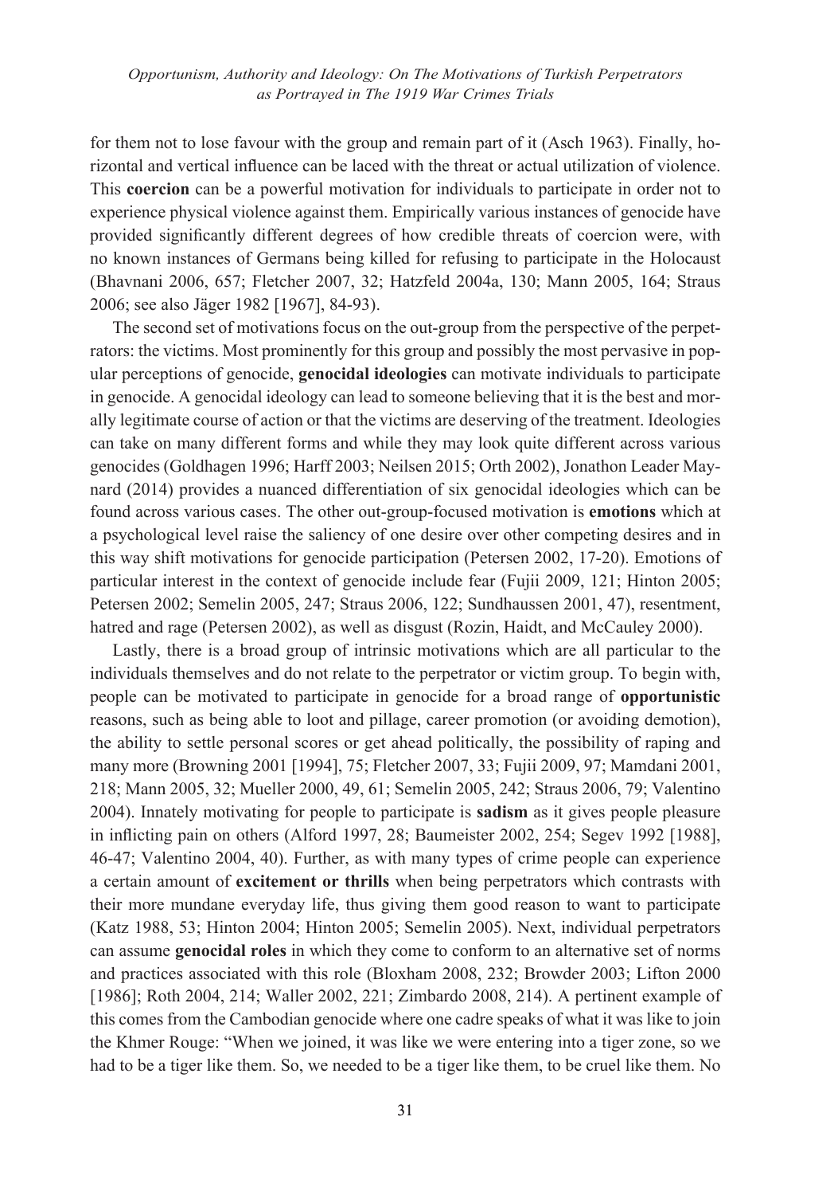for them not to lose favour with the group and remain part of it (Asch 1963). Finally, horizontal and vertical influence can be laced with the threat or actual utilization of violence. This **coercion** can be a powerful motivation for individuals to participate in order not to experience physical violence against them. Empirically various instances of genocide have provided significantly different degrees of how credible threats of coercion were, with no known instances of Germans being killed for refusing to participate in the Holocaust (Bhavnani 2006, 657; Fletcher 2007, 32; Hatzfeld 2004a, 130; Mann 2005, 164; Straus 2006; see also Jäger 1982 [1967], 84-93).

The second set of motivations focus on the out-group from the perspective of the perpetrators: the victims. Most prominently for this group and possibly the most pervasive in popular perceptions of genocide, **genocidal ideologies** can motivate individuals to participate in genocide. A genocidal ideology can lead to someone believing that it is the best and morally legitimate course of action or that the victims are deserving of the treatment. Ideologies can take on many different forms and while they may look quite different across various genocides (Goldhagen 1996; Harff 2003; Neilsen 2015; Orth 2002), Jonathon Leader Maynard (2014) provides a nuanced differentiation of six genocidal ideologies which can be found across various cases. The other out-group-focused motivation is **emotions** which at a psychological level raise the saliency of one desire over other competing desires and in this way shift motivations for genocide participation (Petersen 2002, 17-20). Emotions of particular interest in the context of genocide include fear (Fujii 2009, 121; Hinton 2005; Petersen 2002; Semelin 2005, 247; Straus 2006, 122; Sundhaussen 2001, 47), resentment, hatred and rage (Petersen 2002), as well as disgust (Rozin, Haidt, and McCauley 2000).

Lastly, there is a broad group of intrinsic motivations which are all particular to the individuals themselves and do not relate to the perpetrator or victim group. To begin with, people can be motivated to participate in genocide for a broad range of **opportunistic** reasons, such as being able to loot and pillage, career promotion (or avoiding demotion), the ability to settle personal scores or get ahead politically, the possibility of raping and many more (Browning 2001 [1994], 75; Fletcher 2007, 33; Fujii 2009, 97; Mamdani 2001, 218; Mann 2005, 32; Mueller 2000, 49, 61; Semelin 2005, 242; Straus 2006, 79; Valentino 2004). Innately motivating for people to participate is **sadism** as it gives people pleasure in inflicting pain on others (Alford 1997, 28; Baumeister 2002, 254; Segev 1992 [1988], 46-47; Valentino 2004, 40). Further, as with many types of crime people can experience a certain amount of **excitement or thrills** when being perpetrators which contrasts with their more mundane everyday life, thus giving them good reason to want to participate (Katz 1988, 53; Hinton 2004; Hinton 2005; Semelin 2005). Next, individual perpetrators can assume **genocidal roles** in which they come to conform to an alternative set of norms and practices associated with this role (Bloxham 2008, 232; Browder 2003; Lifton 2000 [1986]; Roth 2004, 214; Waller 2002, 221; Zimbardo 2008, 214). A pertinent example of this comes from the Cambodian genocide where one cadre speaks of what it was like to join the Khmer Rouge: "When we joined, it was like we were entering into a tiger zone, so we had to be a tiger like them. So, we needed to be a tiger like them, to be cruel like them. No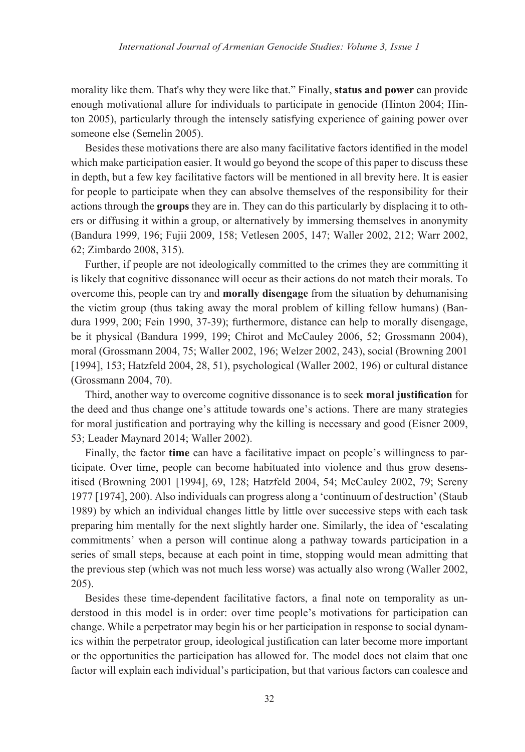morality like them. That's why they were like that." Finally, **status and power** can provide enough motivational allure for individuals to participate in genocide (Hinton 2004; Hinton 2005), particularly through the intensely satisfying experience of gaining power over someone else (Semelin 2005).

Besides these motivations there are also many facilitative factors identified in the model which make participation easier. It would go beyond the scope of this paper to discuss these in depth, but a few key facilitative factors will be mentioned in all brevity here. It is easier for people to participate when they can absolve themselves of the responsibility for their actions through the **groups** they are in. They can do this particularly by displacing it to others or diffusing it within a group, or alternatively by immersing themselves in anonymity (Bandura 1999, 196; Fujii 2009, 158; Vetlesen 2005, 147; Waller 2002, 212; Warr 2002, 62; Zimbardo 2008, 315).

Further, if people are not ideologically committed to the crimes they are committing it is likely that cognitive dissonance will occur as their actions do not match their morals. To overcome this, people can try and **morally disengage** from the situation by dehumanising the victim group (thus taking away the moral problem of killing fellow humans) (Bandura 1999, 200; Fein 1990, 37-39); furthermore, distance can help to morally disengage, be it physical (Bandura 1999, 199; Chirot and McCauley 2006, 52; Grossmann 2004), moral (Grossmann 2004, 75; Waller 2002, 196; Welzer 2002, 243), social (Browning 2001 [1994], 153; Hatzfeld 2004, 28, 51), psychological (Waller 2002, 196) or cultural distance (Grossmann 2004, 70).

Third, another way to overcome cognitive dissonance is to seek **moral justification** for the deed and thus change one's attitude towards one's actions. There are many strategies for moral justification and portraying why the killing is necessary and good (Eisner 2009, 53; Leader Maynard 2014; Waller 2002).

Finally, the factor **time** can have a facilitative impact on people's willingness to participate. Over time, people can become habituated into violence and thus grow desensitised (Browning 2001 [1994], 69, 128; Hatzfeld 2004, 54; McCauley 2002, 79; Sereny 1977 [1974], 200). Also individuals can progress along a 'continuum of destruction' (Staub 1989) by which an individual changes little by little over successive steps with each task preparing him mentally for the next slightly harder one. Similarly, the idea of 'escalating commitments' when a person will continue along a pathway towards participation in a series of small steps, because at each point in time, stopping would mean admitting that the previous step (which was not much less worse) was actually also wrong (Waller 2002, 205).

Besides these time-dependent facilitative factors, a final note on temporality as understood in this model is in order: over time people's motivations for participation can change. While a perpetrator may begin his or her participation in response to social dynamics within the perpetrator group, ideological justification can later become more important or the opportunities the participation has allowed for. The model does not claim that one factor will explain each individual's participation, but that various factors can coalesce and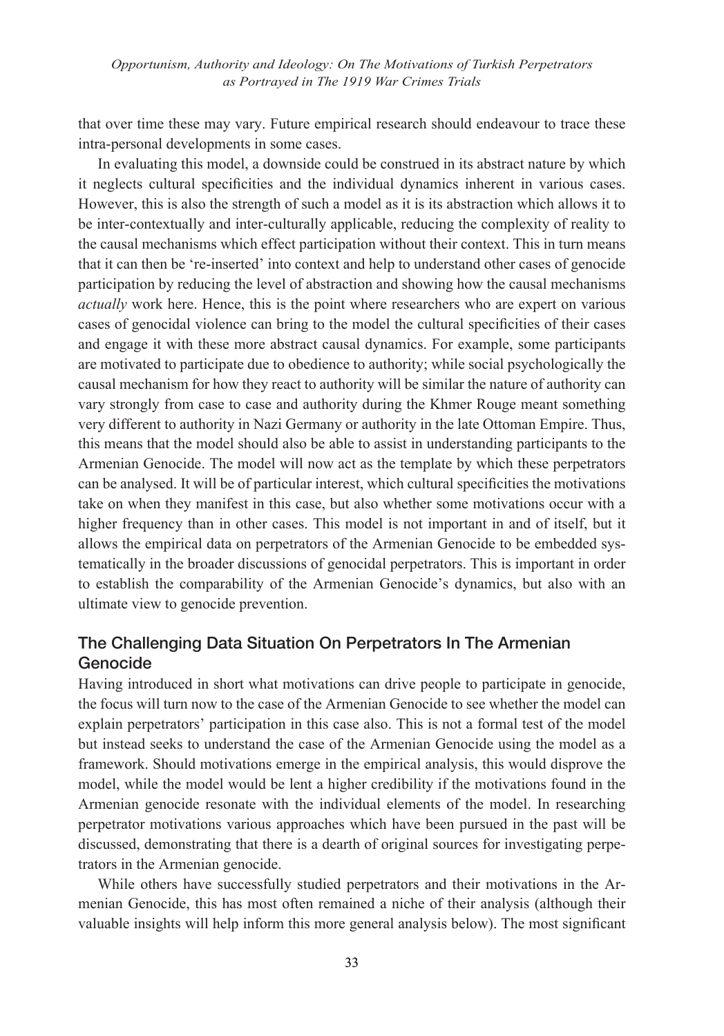that over time these may vary. Future empirical research should endeavour to trace these intra-personal developments in some cases.

In evaluating this model, a downside could be construed in its abstract nature by which it neglects cultural specificities and the individual dynamics inherent in various cases. However, this is also the strength of such a model as it is its abstraction which allows it to be inter-contextually and inter-culturally applicable, reducing the complexity of reality to the causal mechanisms which effect participation without their context. This in turn means that it can then be 're-inserted' into context and help to understand other cases of genocide participation by reducing the level of abstraction and showing how the causal mechanisms *actually* work here. Hence, this is the point where researchers who are expert on various cases of genocidal violence can bring to the model the cultural specificities of their cases and engage it with these more abstract causal dynamics. For example, some participants are motivated to participate due to obedience to authority; while social psychologically the causal mechanism for how they react to authority will be similar the nature of authority can vary strongly from case to case and authority during the Khmer Rouge meant something very different to authority in Nazi Germany or authority in the late Ottoman Empire. Thus, this means that the model should also be able to assist in understanding participants to the Armenian Genocide. The model will now act as the template by which these perpetrators can be analysed. It will be of particular interest, which cultural specificities the motivations take on when they manifest in this case, but also whether some motivations occur with a higher frequency than in other cases. This model is not important in and of itself, but it allows the empirical data on perpetrators of the Armenian Genocide to be embedded systematically in the broader discussions of genocidal perpetrators. This is important in order to establish the comparability of the Armenian Genocide's dynamics, but also with an ultimate view to genocide prevention.

## The Challenging Data Situation On Perpetrators In The Armenian Genocide

Having introduced in short what motivations can drive people to participate in genocide, the focus will turn now to the case of the Armenian Genocide to see whether the model can explain perpetrators' participation in this case also. This is not a formal test of the model but instead seeks to understand the case of the Armenian Genocide using the model as a framework. Should motivations emerge in the empirical analysis, this would disprove the model, while the model would be lent a higher credibility if the motivations found in the Armenian genocide resonate with the individual elements of the model. In researching perpetrator motivations various approaches which have been pursued in the past will be discussed, demonstrating that there is a dearth of original sources for investigating perpetrators in the Armenian genocide.

While others have successfully studied perpetrators and their motivations in the Armenian Genocide, this has most often remained a niche of their analysis (although their valuable insights will help inform this more general analysis below). The most significant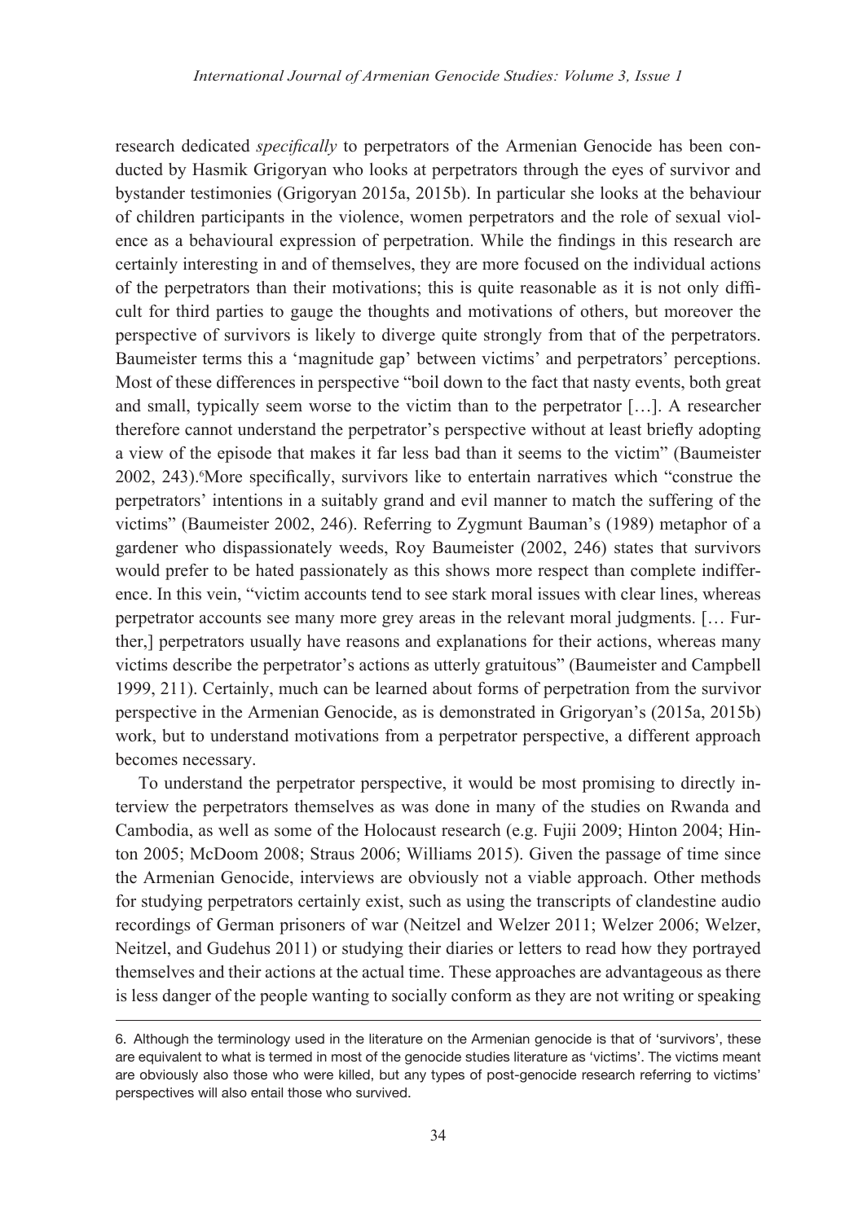research dedicated *specifically* to perpetrators of the Armenian Genocide has been conducted by Hasmik Grigoryan who looks at perpetrators through the eyes of survivor and bystander testimonies (Grigoryan 2015a, 2015b). In particular she looks at the behaviour of children participants in the violence, women perpetrators and the role of sexual violence as a behavioural expression of perpetration. While the findings in this research are certainly interesting in and of themselves, they are more focused on the individual actions of the perpetrators than their motivations; this is quite reasonable as it is not only difficult for third parties to gauge the thoughts and motivations of others, but moreover the perspective of survivors is likely to diverge quite strongly from that of the perpetrators. Baumeister terms this a 'magnitude gap' between victims' and perpetrators' perceptions. Most of these differences in perspective "boil down to the fact that nasty events, both great and small, typically seem worse to the victim than to the perpetrator […]. A researcher therefore cannot understand the perpetrator's perspective without at least briefly adopting a view of the episode that makes it far less bad than it seems to the victim" (Baumeister 2002, 243).[6] More specifically, survivors like to entertain narratives which "construe the perpetrators' intentions in a suitably grand and evil manner to match the suffering of the victims" (Baumeister 2002, 246). Referring to Zygmunt Bauman's (1989) metaphor of a gardener who dispassionately weeds, Roy Baumeister (2002, 246) states that survivors would prefer to be hated passionately as this shows more respect than complete indifference. In this vein, "victim accounts tend to see stark moral issues with clear lines, whereas perpetrator accounts see many more grey areas in the relevant moral judgments. [… Further,] perpetrators usually have reasons and explanations for their actions, whereas many victims describe the perpetrator's actions as utterly gratuitous" (Baumeister and Campbell 1999, 211). Certainly, much can be learned about forms of perpetration from the survivor perspective in the Armenian Genocide, as is demonstrated in Grigoryan's (2015a, 2015b) work, but to understand motivations from a perpetrator perspective, a different approach becomes necessary.

To understand the perpetrator perspective, it would be most promising to directly interview the perpetrators themselves as was done in many of the studies on Rwanda and Cambodia, as well as some of the Holocaust research (e.g. Fujii 2009; Hinton 2004; Hinton 2005; McDoom 2008; Straus 2006; Williams 2015). Given the passage of time since the Armenian Genocide, interviews are obviously not a viable approach. Other methods for studying perpetrators certainly exist, such as using the transcripts of clandestine audio recordings of German prisoners of war (Neitzel and Welzer 2011; Welzer 2006; Welzer, Neitzel, and Gudehus 2011) or studying their diaries or letters to read how they portrayed themselves and their actions at the actual time. These approaches are advantageous as there is less danger of the people wanting to socially conform as they are not writing or speaking

---

6. Although the terminology used in the literature on the Armenian genocide is that of 'survivors', these are equivalent to what is termed in most of the genocide studies literature as 'victims'. The victims meant are obviously also those who were killed, but any types of post-genocide research referring to victims' perspectives will also entail those who survived.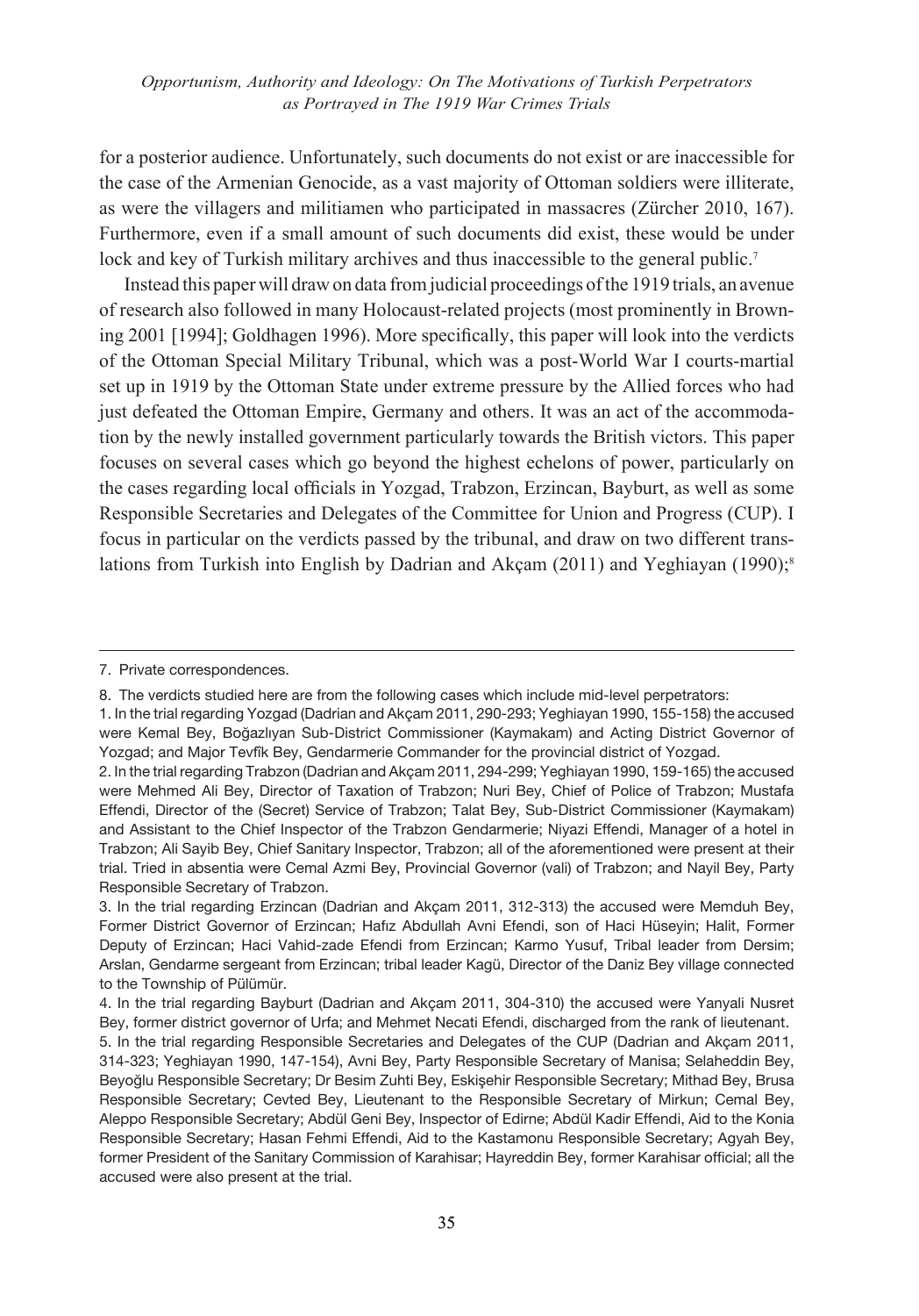for a posterior audience. Unfortunately, such documents do not exist or are inaccessible for the case of the Armenian Genocide, as a vast majority of Ottoman soldiers were illiterate, as were the villagers and militiamen who participated in massacres (Zürcher 2010, 167). Furthermore, even if a small amount of such documents did exist, these would be under lock and key of Turkish military archives and thus inaccessible to the general public.[7]

Instead this paper will draw on data from judicial proceedings of the 1919 trials, an avenue of research also followed in many Holocaust-related projects (most prominently in Browning 2001 [1994]; Goldhagen 1996). More specifically, this paper will look into the verdicts of the Ottoman Special Military Tribunal, which was a post-World War I courts-martial set up in 1919 by the Ottoman State under extreme pressure by the Allied forces who had just defeated the Ottoman Empire, Germany and others. It was an act of the accommodation by the newly installed government particularly towards the British victors. This paper focuses on several cases which go beyond the highest echelons of power, particularly on the cases regarding local officials in Yozgad, Trabzon, Erzincan, Bayburt, as well as some Responsible Secretaries and Delegates of the Committee for Union and Progress (CUP). I focus in particular on the verdicts passed by the tribunal, and draw on two different translations from Turkish into English by Dadrian and Akçam (2011) and Yeghiayan (1990);[8]

---

7. Private correspondences.

8. The verdicts studied here are from the following cases which include mid-level perpetrators:

1. In the trial regarding Yozgad (Dadrian and Akçam 2011, 290-293; Yeghiayan 1990, 155-158) the accused were Kemal Bey, Boğazlıyan Sub-District Commissioner (Kaymakam) and Acting District Governor of Yozgad; and Major Tevfik Bey, Gendarmerie Commander for the provincial district of Yozgad.

2. In the trial regarding Trabzon (Dadrian and Akçam 2011, 294-299; Yeghiayan 1990, 159-165) the accused were Mehmed Ali Bey, Director of Taxation of Trabzon; Nuri Bey, Chief of Police of Trabzon; Mustafa Effendi, Director of the (Secret) Service of Trabzon; Talat Bey, Sub-District Commissioner (Kaymakam) and Assistant to the Chief Inspector of the Trabzon Gendarmerie; Niyazi Effendi, Manager of a hotel in Trabzon; Ali Sayib Bey, Chief Sanitary Inspector, Trabzon; all of the aforementioned were present at their trial. Tried in absentia were Cemal Azmi Bey, Provincial Governor (vali) of Trabzon; and Nayil Bey, Party Responsible Secretary of Trabzon.

3. In the trial regarding Erzincan (Dadrian and Akçam 2011, 312-313) the accused were Memduh Bey, Former District Governor of Erzincan; Hafız Abdullah Avni Efendi, son of Haci Hüseyin; Halit, Former Deputy of Erzincan; Haci Vahid-zade Efendi from Erzincan; Karmo Yusuf, Tribal leader from Dersim; Arslan, Gendarme sergeant from Erzincan; tribal leader Kagü, Director of the Daniz Bey village connected to the Township of Pülümür.

4. In the trial regarding Bayburt (Dadrian and Akçam 2011, 304-310) the accused were Yanyali Nusret Bey, former district governor of Urfa; and Mehmet Necati Efendi, discharged from the rank of lieutenant.

5. In the trial regarding Responsible Secretaries and Delegates of the CUP (Dadrian and Akçam 2011, 314-323; Yeghiayan 1990, 147-154), Avni Bey, Party Responsible Secretary of Manisa; Selaheddin Bey, Beyoğlu Responsible Secretary; Dr Besim Zuhti Bey, Eskişehir Responsible Secretary; Mithad Bey, Brusa Responsible Secretary; Cevted Bey, Lieutenant to the Responsible Secretary of Mirkun; Cemal Bey, Aleppo Responsible Secretary; Abdül Geni Bey, Inspector of Edirne; Abdül Kadir Effendi, Aid to the Konia Responsible Secretary; Hasan Fehmi Effendi, Aid to the Kastamonu Responsible Secretary; Agyah Bey, former President of the Sanitary Commission of Karahisar; Hayreddin Bey, former Karahisar official; all the accused were also present at the trial.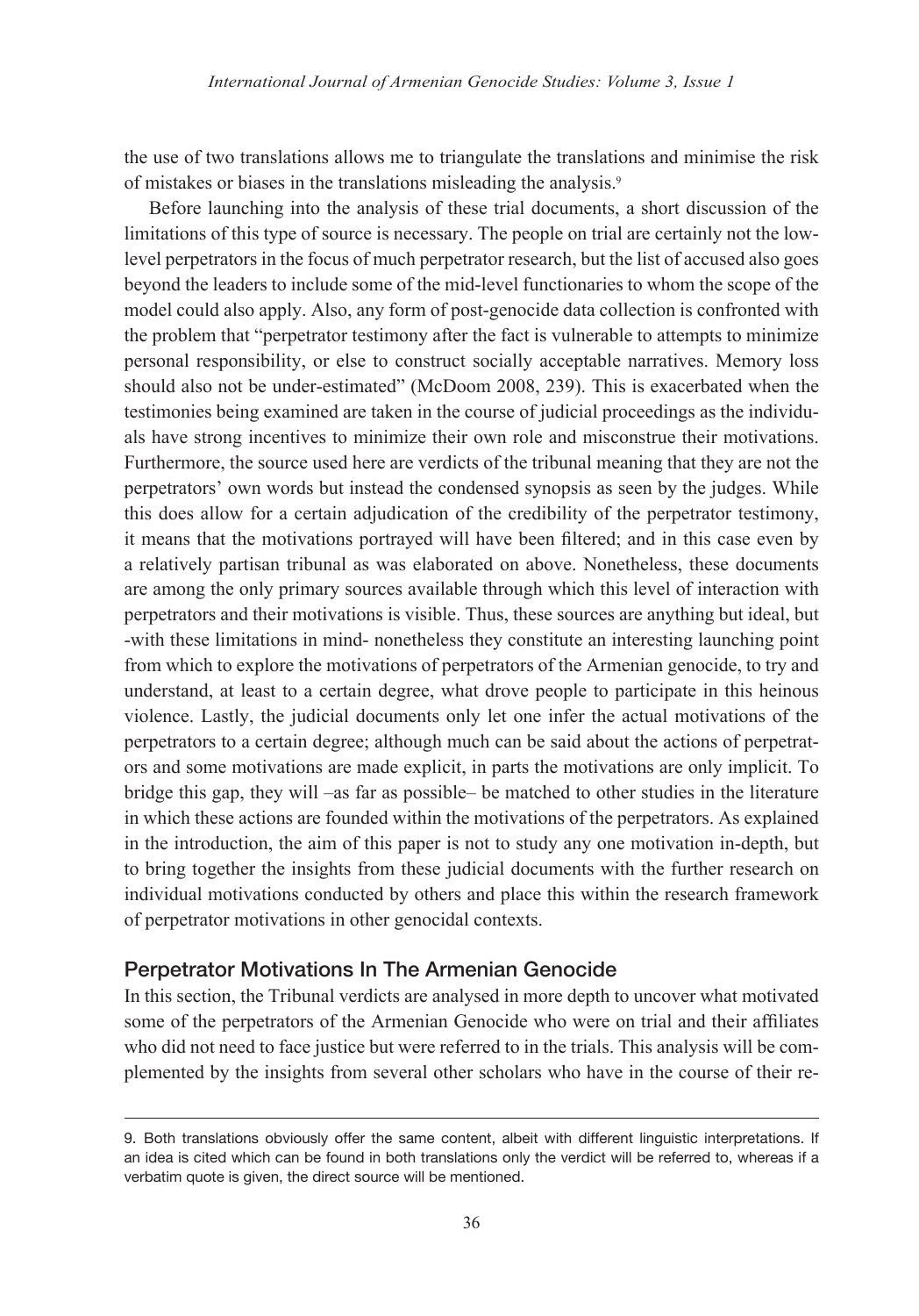the use of two translations allows me to triangulate the translations and minimise the risk of mistakes or biases in the translations misleading the analysis.[9]

Before launching into the analysis of these trial documents, a short discussion of the limitations of this type of source is necessary. The people on trial are certainly not the low-level perpetrators in the focus of much perpetrator research, but the list of accused also goes beyond the leaders to include some of the mid-level functionaries to whom the scope of the model could also apply. Also, any form of post-genocide data collection is confronted with the problem that "perpetrator testimony after the fact is vulnerable to attempts to minimize personal responsibility, or else to construct socially acceptable narratives. Memory loss should also not be under-estimated" (McDoom 2008, 239). This is exacerbated when the testimonies being examined are taken in the course of judicial proceedings as the individuals have strong incentives to minimize their own role and misconstrue their motivations. Furthermore, the source used here are verdicts of the tribunal meaning that they are not the perpetrators' own words but instead the condensed synopsis as seen by the judges. While this does allow for a certain adjudication of the credibility of the perpetrator testimony, it means that the motivations portrayed will have been filtered; and in this case even by a relatively partisan tribunal as was elaborated on above. Nonetheless, these documents are among the only primary sources available through which this level of interaction with perpetrators and their motivations is visible. Thus, these sources are anything but ideal, but -with these limitations in mind- nonetheless they constitute an interesting launching point from which to explore the motivations of perpetrators of the Armenian genocide, to try and understand, at least to a certain degree, what drove people to participate in this heinous violence. Lastly, the judicial documents only let one infer the actual motivations of the perpetrators to a certain degree; although much can be said about the actions of perpetrators and some motivations are made explicit, in parts the motivations are only implicit. To bridge this gap, they will –as far as possible– be matched to other studies in the literature in which these actions are founded within the motivations of the perpetrators. As explained in the introduction, the aim of this paper is not to study any one motivation in-depth, but to bring together the insights from these judicial documents with the further research on individual motivations conducted by others and place this within the research framework of perpetrator motivations in other genocidal contexts.

## Perpetrator Motivations In The Armenian Genocide

In this section, the Tribunal verdicts are analysed in more depth to uncover what motivated some of the perpetrators of the Armenian Genocide who were on trial and their affiliates who did not need to face justice but were referred to in the trials. This analysis will be complemented by the insights from several other scholars who have in the course of their re-

---

9. Both translations obviously offer the same content, albeit with different linguistic interpretations. If an idea is cited which can be found in both translations only the verdict will be referred to, whereas if a verbatim quote is given, the direct source will be mentioned.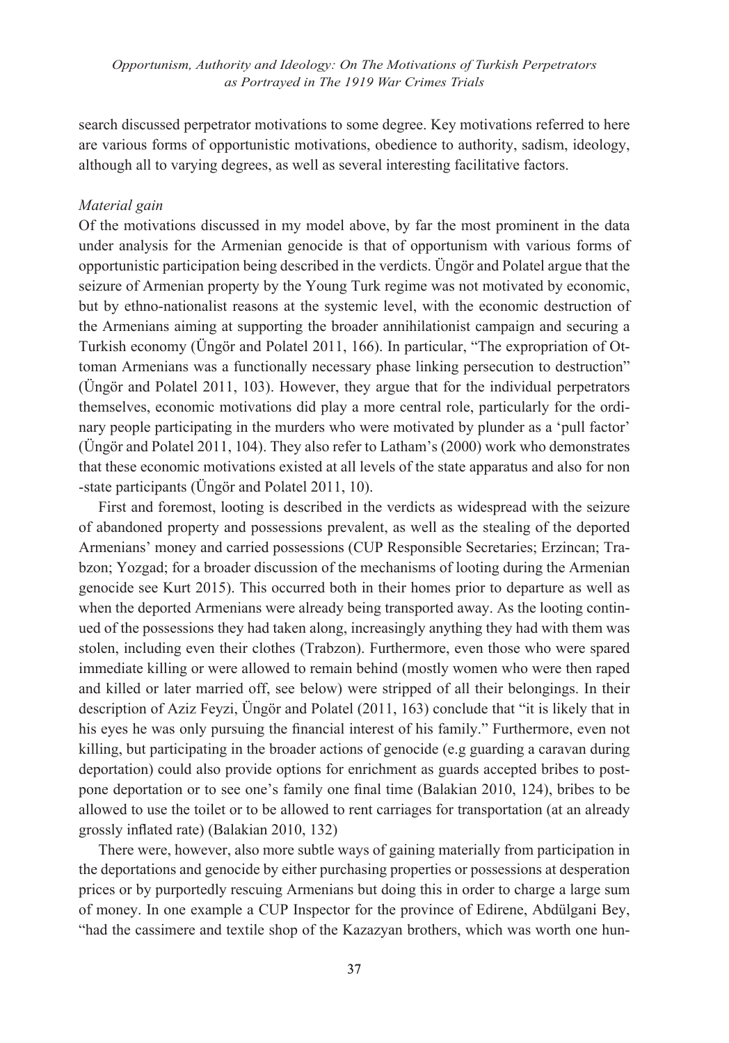search discussed perpetrator motivations to some degree. Key motivations referred to here are various forms of opportunistic motivations, obedience to authority, sadism, ideology, although all to varying degrees, as well as several interesting facilitative factors.

*Material gain*

Of the motivations discussed in my model above, by far the most prominent in the data under analysis for the Armenian genocide is that of opportunism with various forms of opportunistic participation being described in the verdicts. Üngör and Polatel argue that the seizure of Armenian property by the Young Turk regime was not motivated by economic, but by ethno-nationalist reasons at the systemic level, with the economic destruction of the Armenians aiming at supporting the broader annihilationist campaign and securing a Turkish economy (Üngör and Polatel 2011, 166). In particular, "The expropriation of Ottoman Armenians was a functionally necessary phase linking persecution to destruction" (Üngör and Polatel 2011, 103). However, they argue that for the individual perpetrators themselves, economic motivations did play a more central role, particularly for the ordinary people participating in the murders who were motivated by plunder as a 'pull factor' (Üngör and Polatel 2011, 104). They also refer to Latham's (2000) work who demonstrates that these economic motivations existed at all levels of the state apparatus and also for non -state participants (Üngör and Polatel 2011, 10).

First and foremost, looting is described in the verdicts as widespread with the seizure of abandoned property and possessions prevalent, as well as the stealing of the deported Armenians' money and carried possessions (CUP Responsible Secretaries; Erzincan; Trabzon; Yozgad; for a broader discussion of the mechanisms of looting during the Armenian genocide see Kurt 2015). This occurred both in their homes prior to departure as well as when the deported Armenians were already being transported away. As the looting continued of the possessions they had taken along, increasingly anything they had with them was stolen, including even their clothes (Trabzon). Furthermore, even those who were spared immediate killing or were allowed to remain behind (mostly women who were then raped and killed or later married off, see below) were stripped of all their belongings. In their description of Aziz Feyzi, Üngör and Polatel (2011, 163) conclude that "it is likely that in his eyes he was only pursuing the financial interest of his family." Furthermore, even not killing, but participating in the broader actions of genocide (e.g guarding a caravan during deportation) could also provide options for enrichment as guards accepted bribes to postpone deportation or to see one's family one final time (Balakian 2010, 124), bribes to be allowed to use the toilet or to be allowed to rent carriages for transportation (at an already grossly inflated rate) (Balakian 2010, 132)

There were, however, also more subtle ways of gaining materially from participation in the deportations and genocide by either purchasing properties or possessions at desperation prices or by purportedly rescuing Armenians but doing this in order to charge a large sum of money. In one example a CUP Inspector for the province of Edirene, Abdülgani Bey, "had the cassimere and textile shop of the Kazazyan brothers, which was worth one hun-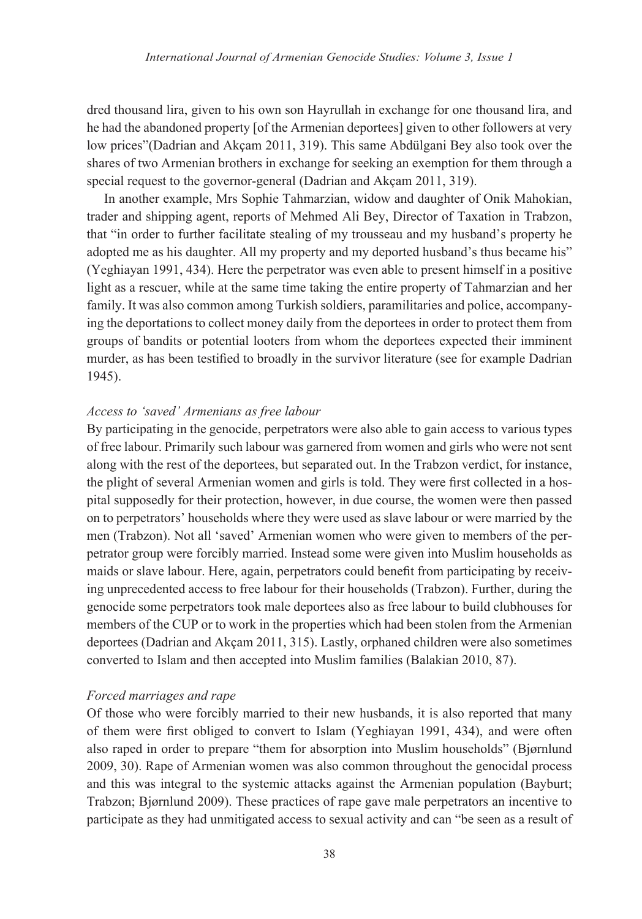dred thousand lira, given to his own son Hayrullah in exchange for one thousand lira, and he had the abandoned property [of the Armenian deportees] given to other followers at very low prices"(Dadrian and Akçam 2011, 319). This same Abdülgani Bey also took over the shares of two Armenian brothers in exchange for seeking an exemption for them through a special request to the governor-general (Dadrian and Akçam 2011, 319).

In another example, Mrs Sophie Tahmarzian, widow and daughter of Onik Mahokian, trader and shipping agent, reports of Mehmed Ali Bey, Director of Taxation in Trabzon, that "in order to further facilitate stealing of my trousseau and my husband's property he adopted me as his daughter. All my property and my deported husband's thus became his" (Yeghiayan 1991, 434). Here the perpetrator was even able to present himself in a positive light as a rescuer, while at the same time taking the entire property of Tahmarzian and her family. It was also common among Turkish soldiers, paramilitaries and police, accompanying the deportations to collect money daily from the deportees in order to protect them from groups of bandits or potential looters from whom the deportees expected their imminent murder, as has been testified to broadly in the survivor literature (see for example Dadrian 1945).

*Access to 'saved' Armenians as free labour*

By participating in the genocide, perpetrators were also able to gain access to various types of free labour. Primarily such labour was garnered from women and girls who were not sent along with the rest of the deportees, but separated out. In the Trabzon verdict, for instance, the plight of several Armenian women and girls is told. They were first collected in a hospital supposedly for their protection, however, in due course, the women were then passed on to perpetrators' households where they were used as slave labour or were married by the men (Trabzon). Not all 'saved' Armenian women who were given to members of the perpetrator group were forcibly married. Instead some were given into Muslim households as maids or slave labour. Here, again, perpetrators could benefit from participating by receiving unprecedented access to free labour for their households (Trabzon). Further, during the genocide some perpetrators took male deportees also as free labour to build clubhouses for members of the CUP or to work in the properties which had been stolen from the Armenian deportees (Dadrian and Akçam 2011, 315). Lastly, orphaned children were also sometimes converted to Islam and then accepted into Muslim families (Balakian 2010, 87).

*Forced marriages and rape*

Of those who were forcibly married to their new husbands, it is also reported that many of them were first obliged to convert to Islam (Yeghiayan 1991, 434), and were often also raped in order to prepare "them for absorption into Muslim households" (Bjørnlund 2009, 30). Rape of Armenian women was also common throughout the genocidal process and this was integral to the systemic attacks against the Armenian population (Bayburt; Trabzon; Bjørnlund 2009). These practices of rape gave male perpetrators an incentive to participate as they had unmitigated access to sexual activity and can "be seen as a result of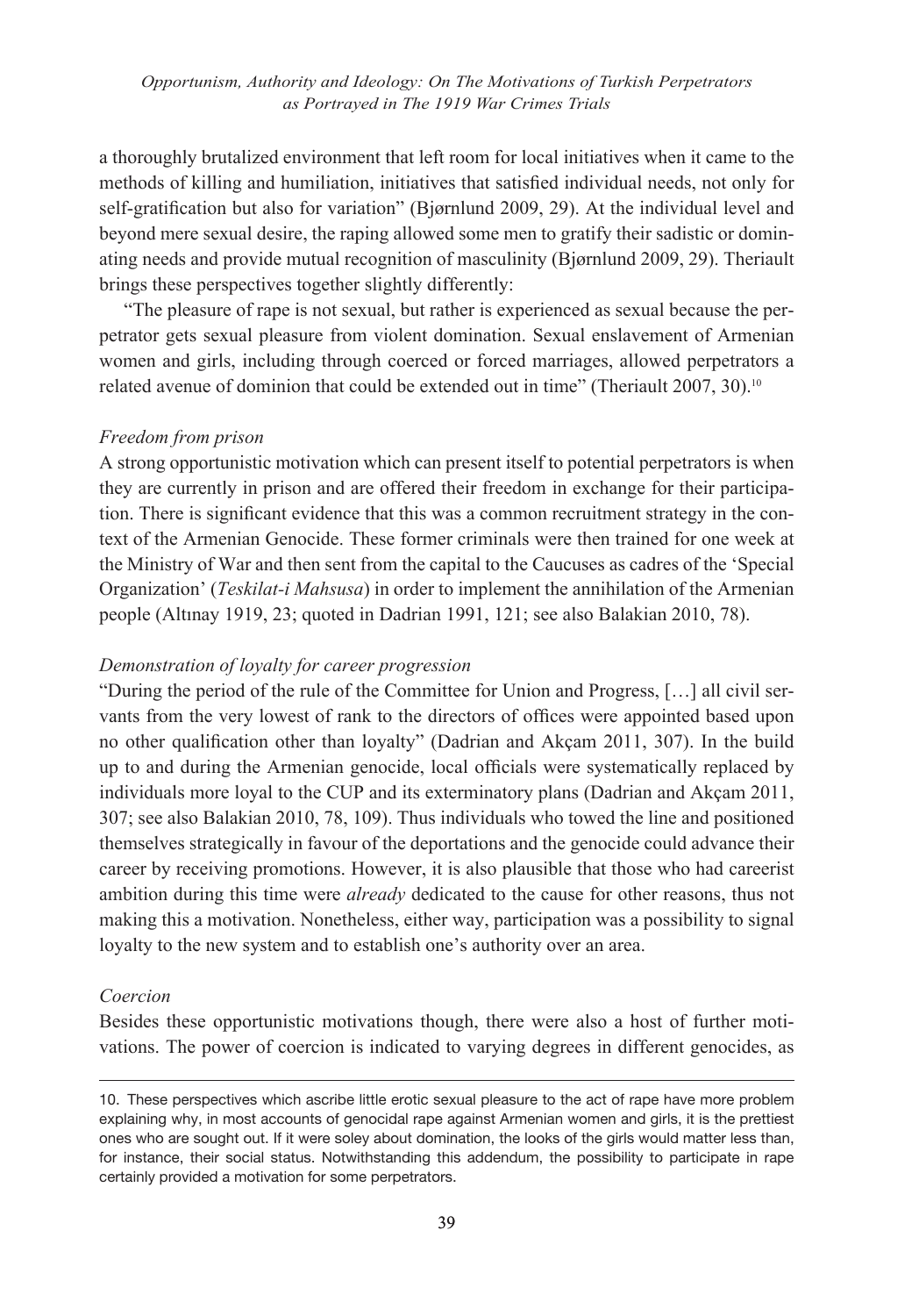a thoroughly brutalized environment that left room for local initiatives when it came to the methods of killing and humiliation, initiatives that satisfied individual needs, not only for self-gratification but also for variation" (Bjørnlund 2009, 29). At the individual level and beyond mere sexual desire, the raping allowed some men to gratify their sadistic or dominating needs and provide mutual recognition of masculinity (Bjørnlund 2009, 29). Theriault brings these perspectives together slightly differently:

"The pleasure of rape is not sexual, but rather is experienced as sexual because the perpetrator gets sexual pleasure from violent domination. Sexual enslavement of Armenian women and girls, including through coerced or forced marriages, allowed perpetrators a related avenue of dominion that could be extended out in time" (Theriault 2007, 30).[10]

*Freedom from prison*

A strong opportunistic motivation which can present itself to potential perpetrators is when they are currently in prison and are offered their freedom in exchange for their participation. There is significant evidence that this was a common recruitment strategy in the context of the Armenian Genocide. These former criminals were then trained for one week at the Ministry of War and then sent from the capital to the Caucuses as cadres of the 'Special Organization' (*Teskilat-i Mahsusa*) in order to implement the annihilation of the Armenian people (Altınay 1919, 23; quoted in Dadrian 1991, 121; see also Balakian 2010, 78).

*Demonstration of loyalty for career progression*

"During the period of the rule of the Committee for Union and Progress, […] all civil servants from the very lowest of rank to the directors of offices were appointed based upon no other qualification other than loyalty" (Dadrian and Akçam 2011, 307). In the build up to and during the Armenian genocide, local officials were systematically replaced by individuals more loyal to the CUP and its exterminatory plans (Dadrian and Akçam 2011, 307; see also Balakian 2010, 78, 109). Thus individuals who towed the line and positioned themselves strategically in favour of the deportations and the genocide could advance their career by receiving promotions. However, it is also plausible that those who had careerist ambition during this time were *already* dedicated to the cause for other reasons, thus not making this a motivation. Nonetheless, either way, participation was a possibility to signal loyalty to the new system and to establish one's authority over an area.

*Coercion*

Besides these opportunistic motivations though, there were also a host of further motivations. The power of coercion is indicated to varying degrees in different genocides, as

---

10. These perspectives which ascribe little erotic sexual pleasure to the act of rape have more problem explaining why, in most accounts of genocidal rape against Armenian women and girls, it is the prettiest ones who are sought out. If it were soley about domination, the looks of the girls would matter less than, for instance, their social status. Notwithstanding this addendum, the possibility to participate in rape certainly provided a motivation for some perpetrators.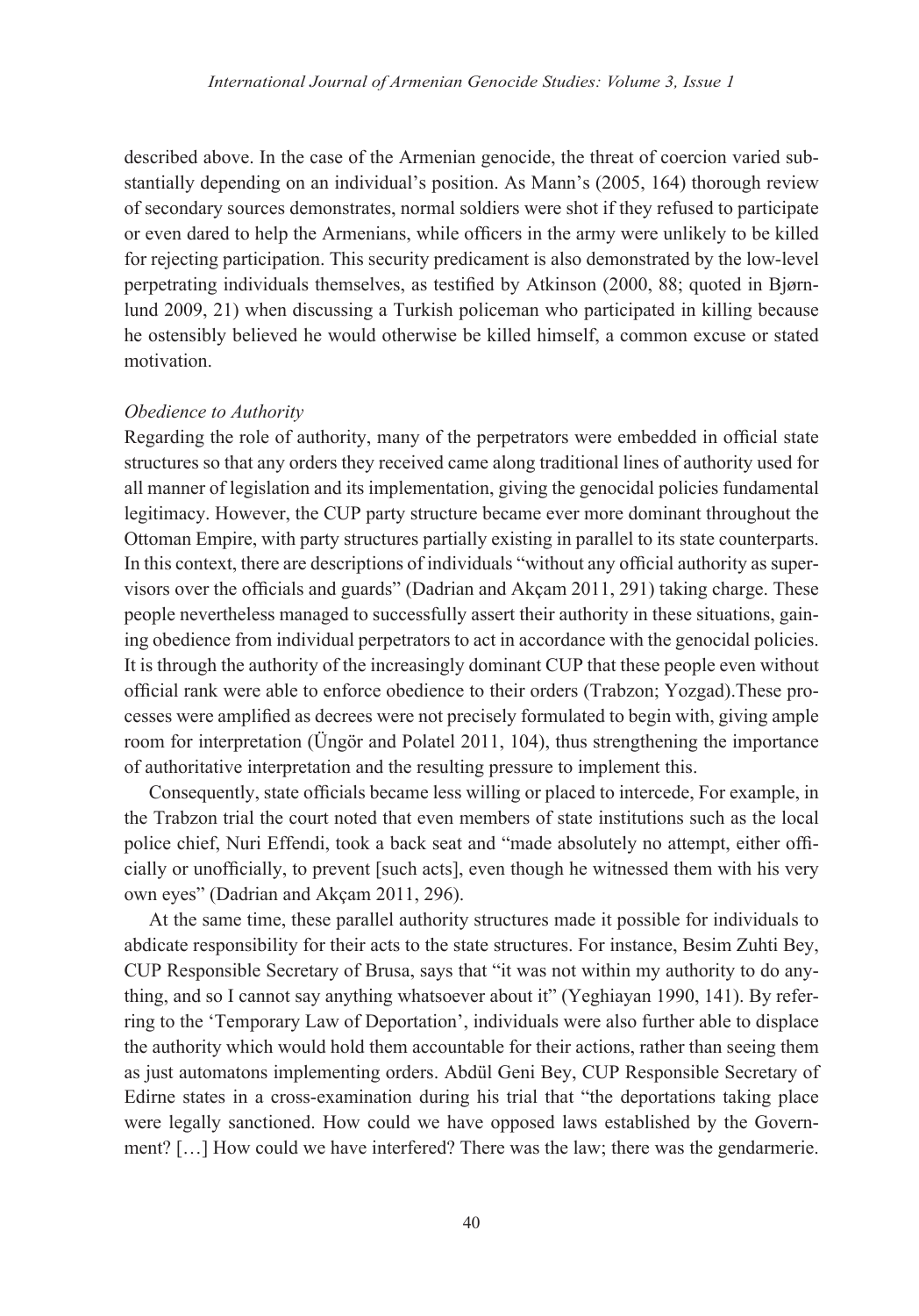described above. In the case of the Armenian genocide, the threat of coercion varied substantially depending on an individual's position. As Mann's (2005, 164) thorough review of secondary sources demonstrates, normal soldiers were shot if they refused to participate or even dared to help the Armenians, while officers in the army were unlikely to be killed for rejecting participation. This security predicament is also demonstrated by the low-level perpetrating individuals themselves, as testified by Atkinson (2000, 88; quoted in Bjørnlund 2009, 21) when discussing a Turkish policeman who participated in killing because he ostensibly believed he would otherwise be killed himself, a common excuse or stated motivation.

*Obedience to Authority*

Regarding the role of authority, many of the perpetrators were embedded in official state structures so that any orders they received came along traditional lines of authority used for all manner of legislation and its implementation, giving the genocidal policies fundamental legitimacy. However, the CUP party structure became ever more dominant throughout the Ottoman Empire, with party structures partially existing in parallel to its state counterparts. In this context, there are descriptions of individuals "without any official authority as supervisors over the officials and guards" (Dadrian and Akçam 2011, 291) taking charge. These people nevertheless managed to successfully assert their authority in these situations, gaining obedience from individual perpetrators to act in accordance with the genocidal policies. It is through the authority of the increasingly dominant CUP that these people even without official rank were able to enforce obedience to their orders (Trabzon; Yozgad).These processes were amplified as decrees were not precisely formulated to begin with, giving ample room for interpretation (Üngör and Polatel 2011, 104), thus strengthening the importance of authoritative interpretation and the resulting pressure to implement this.

Consequently, state officials became less willing or placed to intercede, For example, in the Trabzon trial the court noted that even members of state institutions such as the local police chief, Nuri Effendi, took a back seat and "made absolutely no attempt, either officially or unofficially, to prevent [such acts], even though he witnessed them with his very own eyes" (Dadrian and Akçam 2011, 296).

At the same time, these parallel authority structures made it possible for individuals to abdicate responsibility for their acts to the state structures. For instance, Besim Zuhti Bey, CUP Responsible Secretary of Brusa, says that "it was not within my authority to do anything, and so I cannot say anything whatsoever about it" (Yeghiayan 1990, 141). By referring to the 'Temporary Law of Deportation', individuals were also further able to displace the authority which would hold them accountable for their actions, rather than seeing them as just automatons implementing orders. Abdül Geni Bey, CUP Responsible Secretary of Edirne states in a cross-examination during his trial that "the deportations taking place were legally sanctioned. How could we have opposed laws established by the Government? […] How could we have interfered? There was the law; there was the gendarmerie.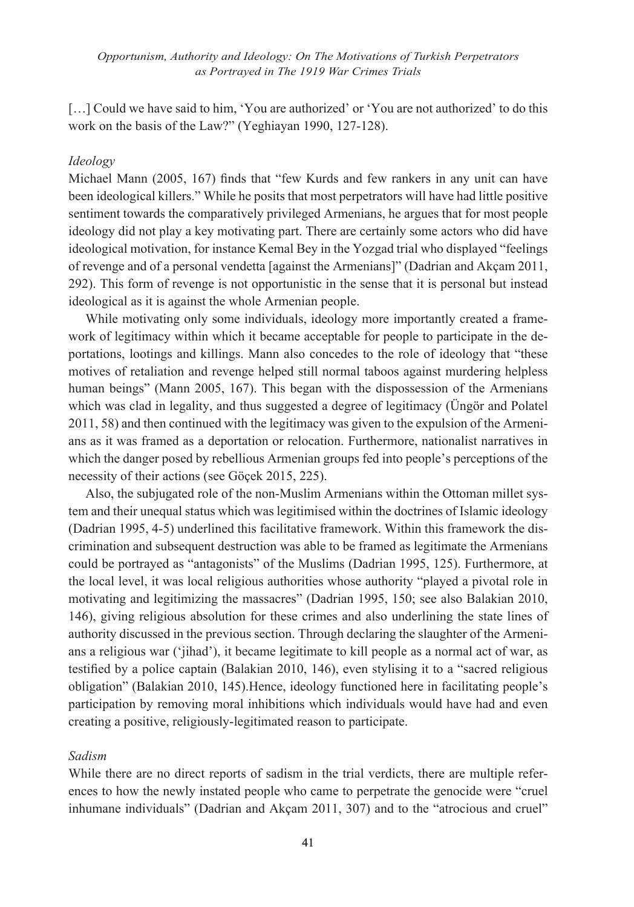[…] Could we have said to him, 'You are authorized' or 'You are not authorized' to do this work on the basis of the Law?" (Yeghiayan 1990, 127-128).

### *Ideology*

Michael Mann (2005, 167) finds that "few Kurds and few rankers in any unit can have been ideological killers." While he posits that most perpetrators will have had little positive sentiment towards the comparatively privileged Armenians, he argues that for most people ideology did not play a key motivating part. There are certainly some actors who did have ideological motivation, for instance Kemal Bey in the Yozgad trial who displayed "feelings of revenge and of a personal vendetta [against the Armenians]" (Dadrian and Akçam 2011, 292). This form of revenge is not opportunistic in the sense that it is personal but instead ideological as it is against the whole Armenian people.

While motivating only some individuals, ideology more importantly created a framework of legitimacy within which it became acceptable for people to participate in the deportations, lootings and killings. Mann also concedes to the role of ideology that "these motives of retaliation and revenge helped still normal taboos against murdering helpless human beings" (Mann 2005, 167). This began with the dispossession of the Armenians which was clad in legality, and thus suggested a degree of legitimacy (Üngör and Polatel 2011, 58) and then continued with the legitimacy was given to the expulsion of the Armenians as it was framed as a deportation or relocation. Furthermore, nationalist narratives in which the danger posed by rebellious Armenian groups fed into people's perceptions of the necessity of their actions (see Göçek 2015, 225).

Also, the subjugated role of the non-Muslim Armenians within the Ottoman millet system and their unequal status which was legitimised within the doctrines of Islamic ideology (Dadrian 1995, 4-5) underlined this facilitative framework. Within this framework the discrimination and subsequent destruction was able to be framed as legitimate the Armenians could be portrayed as "antagonists" of the Muslims (Dadrian 1995, 125). Furthermore, at the local level, it was local religious authorities whose authority "played a pivotal role in motivating and legitimizing the massacres" (Dadrian 1995, 150; see also Balakian 2010, 146), giving religious absolution for these crimes and also underlining the state lines of authority discussed in the previous section. Through declaring the slaughter of the Armenians a religious war ('jihad'), it became legitimate to kill people as a normal act of war, as testified by a police captain (Balakian 2010, 146), even stylising it to a "sacred religious obligation" (Balakian 2010, 145).Hence, ideology functioned here in facilitating people's participation by removing moral inhibitions which individuals would have had and even creating a positive, religiously-legitimated reason to participate.

### *Sadism*

While there are no direct reports of sadism in the trial verdicts, there are multiple references to how the newly instated people who came to perpetrate the genocide were "cruel inhumane individuals" (Dadrian and Akçam 2011, 307) and to the "atrocious and cruel"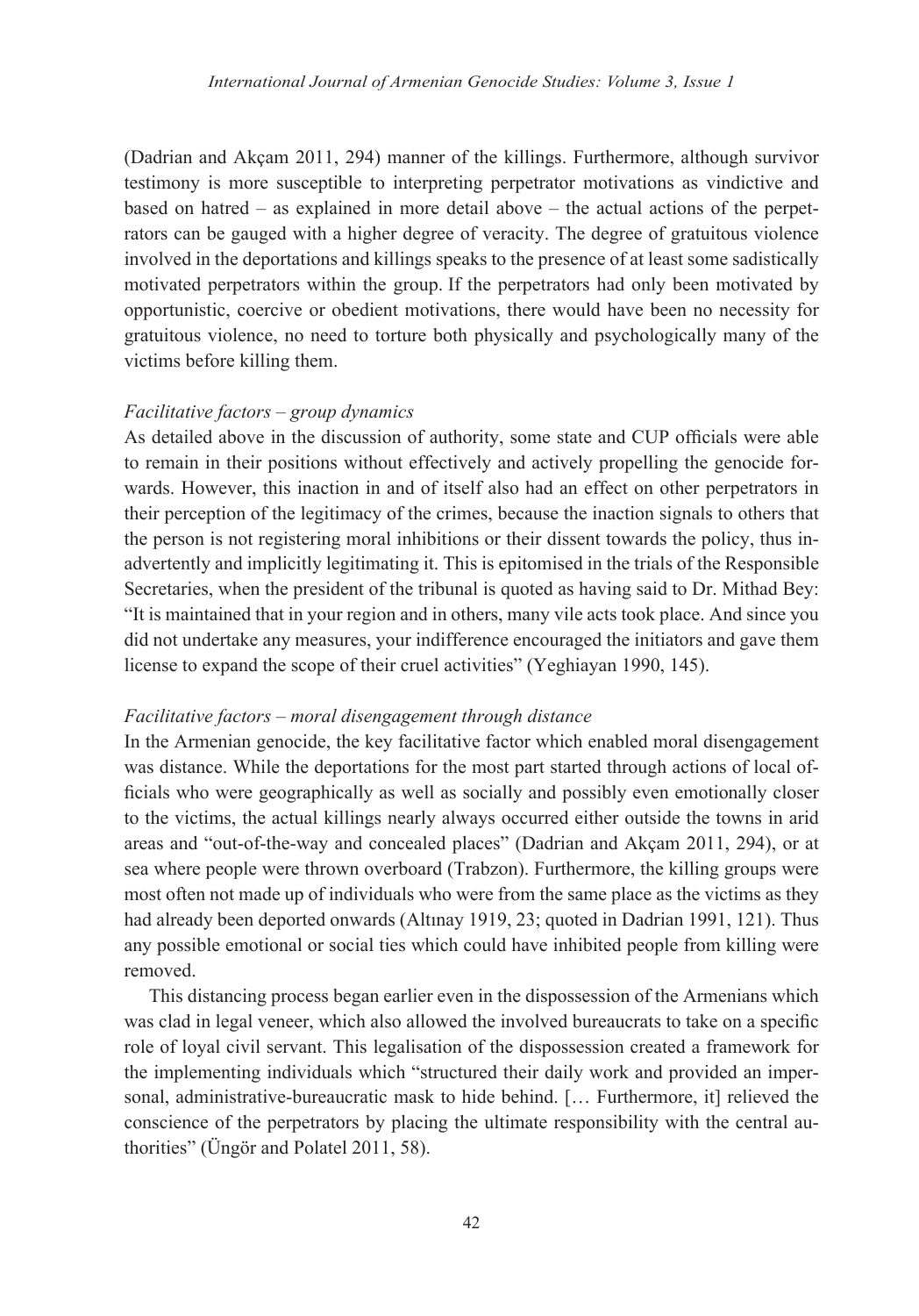(Dadrian and Akçam 2011, 294) manner of the killings. Furthermore, although survivor testimony is more susceptible to interpreting perpetrator motivations as vindictive and based on hatred – as explained in more detail above – the actual actions of the perpetrators can be gauged with a higher degree of veracity. The degree of gratuitous violence involved in the deportations and killings speaks to the presence of at least some sadistically motivated perpetrators within the group. If the perpetrators had only been motivated by opportunistic, coercive or obedient motivations, there would have been no necessity for gratuitous violence, no need to torture both physically and psychologically many of the victims before killing them.

*Facilitative factors – group dynamics*

As detailed above in the discussion of authority, some state and CUP officials were able to remain in their positions without effectively and actively propelling the genocide forwards. However, this inaction in and of itself also had an effect on other perpetrators in their perception of the legitimacy of the crimes, because the inaction signals to others that the person is not registering moral inhibitions or their dissent towards the policy, thus inadvertently and implicitly legitimating it. This is epitomised in the trials of the Responsible Secretaries, when the president of the tribunal is quoted as having said to Dr. Mithad Bey: "It is maintained that in your region and in others, many vile acts took place. And since you did not undertake any measures, your indifference encouraged the initiators and gave them license to expand the scope of their cruel activities" (Yeghiayan 1990, 145).

*Facilitative factors – moral disengagement through distance*

In the Armenian genocide, the key facilitative factor which enabled moral disengagement was distance. While the deportations for the most part started through actions of local officials who were geographically as well as socially and possibly even emotionally closer to the victims, the actual killings nearly always occurred either outside the towns in arid areas and "out-of-the-way and concealed places" (Dadrian and Akçam 2011, 294), or at sea where people were thrown overboard (Trabzon). Furthermore, the killing groups were most often not made up of individuals who were from the same place as the victims as they had already been deported onwards (Altınay 1919, 23; quoted in Dadrian 1991, 121). Thus any possible emotional or social ties which could have inhibited people from killing were removed.

This distancing process began earlier even in the dispossession of the Armenians which was clad in legal veneer, which also allowed the involved bureaucrats to take on a specific role of loyal civil servant. This legalisation of the dispossession created a framework for the implementing individuals which "structured their daily work and provided an impersonal, administrative-bureaucratic mask to hide behind. [… Furthermore, it] relieved the conscience of the perpetrators by placing the ultimate responsibility with the central authorities" (Üngör and Polatel 2011, 58).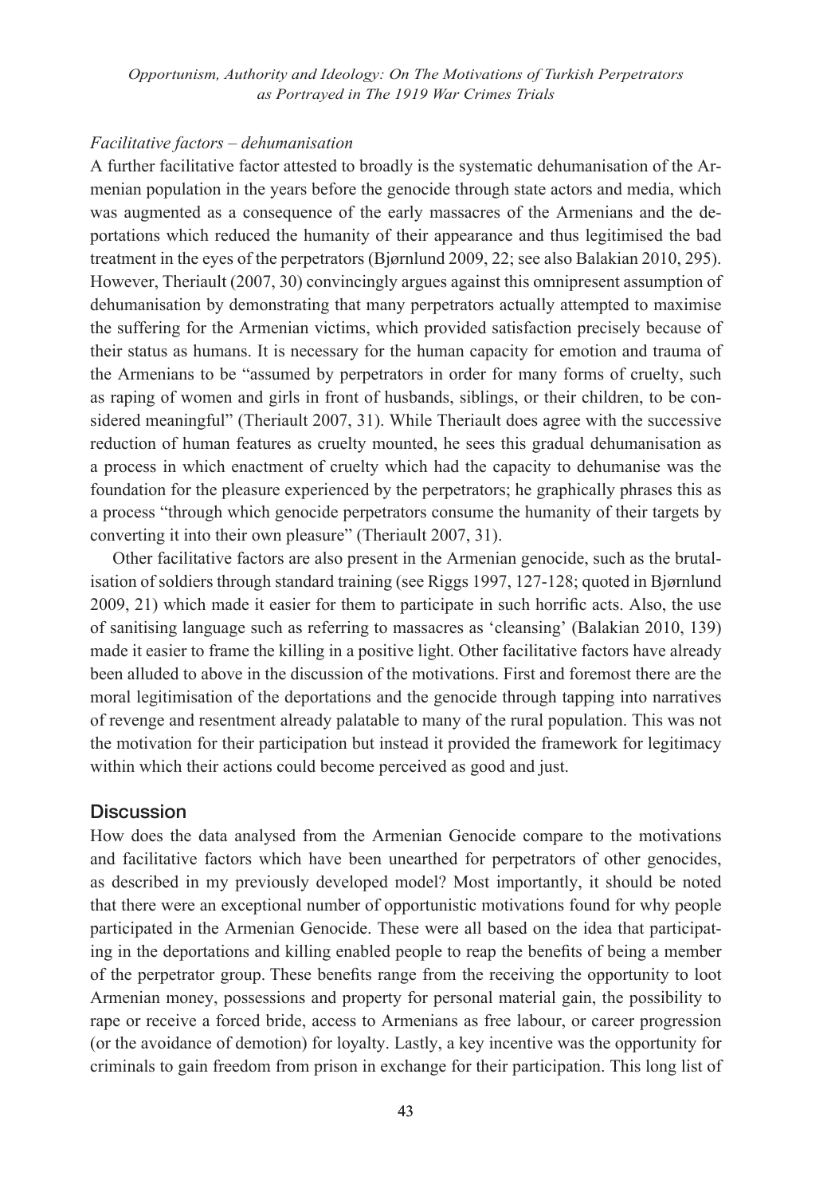*Facilitative factors – dehumanisation*

A further facilitative factor attested to broadly is the systematic dehumanisation of the Armenian population in the years before the genocide through state actors and media, which was augmented as a consequence of the early massacres of the Armenians and the deportations which reduced the humanity of their appearance and thus legitimised the bad treatment in the eyes of the perpetrators (Bjørnlund 2009, 22; see also Balakian 2010, 295). However, Theriault (2007, 30) convincingly argues against this omnipresent assumption of dehumanisation by demonstrating that many perpetrators actually attempted to maximise the suffering for the Armenian victims, which provided satisfaction precisely because of their status as humans. It is necessary for the human capacity for emotion and trauma of the Armenians to be "assumed by perpetrators in order for many forms of cruelty, such as raping of women and girls in front of husbands, siblings, or their children, to be considered meaningful" (Theriault 2007, 31). While Theriault does agree with the successive reduction of human features as cruelty mounted, he sees this gradual dehumanisation as a process in which enactment of cruelty which had the capacity to dehumanise was the foundation for the pleasure experienced by the perpetrators; he graphically phrases this as a process "through which genocide perpetrators consume the humanity of their targets by converting it into their own pleasure" (Theriault 2007, 31).

Other facilitative factors are also present in the Armenian genocide, such as the brutalisation of soldiers through standard training (see Riggs 1997, 127-128; quoted in Bjørnlund 2009, 21) which made it easier for them to participate in such horrific acts. Also, the use of sanitising language such as referring to massacres as 'cleansing' (Balakian 2010, 139) made it easier to frame the killing in a positive light. Other facilitative factors have already been alluded to above in the discussion of the motivations. First and foremost there are the moral legitimisation of the deportations and the genocide through tapping into narratives of revenge and resentment already palatable to many of the rural population. This was not the motivation for their participation but instead it provided the framework for legitimacy within which their actions could become perceived as good and just.

## Discussion

How does the data analysed from the Armenian Genocide compare to the motivations and facilitative factors which have been unearthed for perpetrators of other genocides, as described in my previously developed model? Most importantly, it should be noted that there were an exceptional number of opportunistic motivations found for why people participated in the Armenian Genocide. These were all based on the idea that participating in the deportations and killing enabled people to reap the benefits of being a member of the perpetrator group. These benefits range from the receiving the opportunity to loot Armenian money, possessions and property for personal material gain, the possibility to rape or receive a forced bride, access to Armenians as free labour, or career progression (or the avoidance of demotion) for loyalty. Lastly, a key incentive was the opportunity for criminals to gain freedom from prison in exchange for their participation. This long list of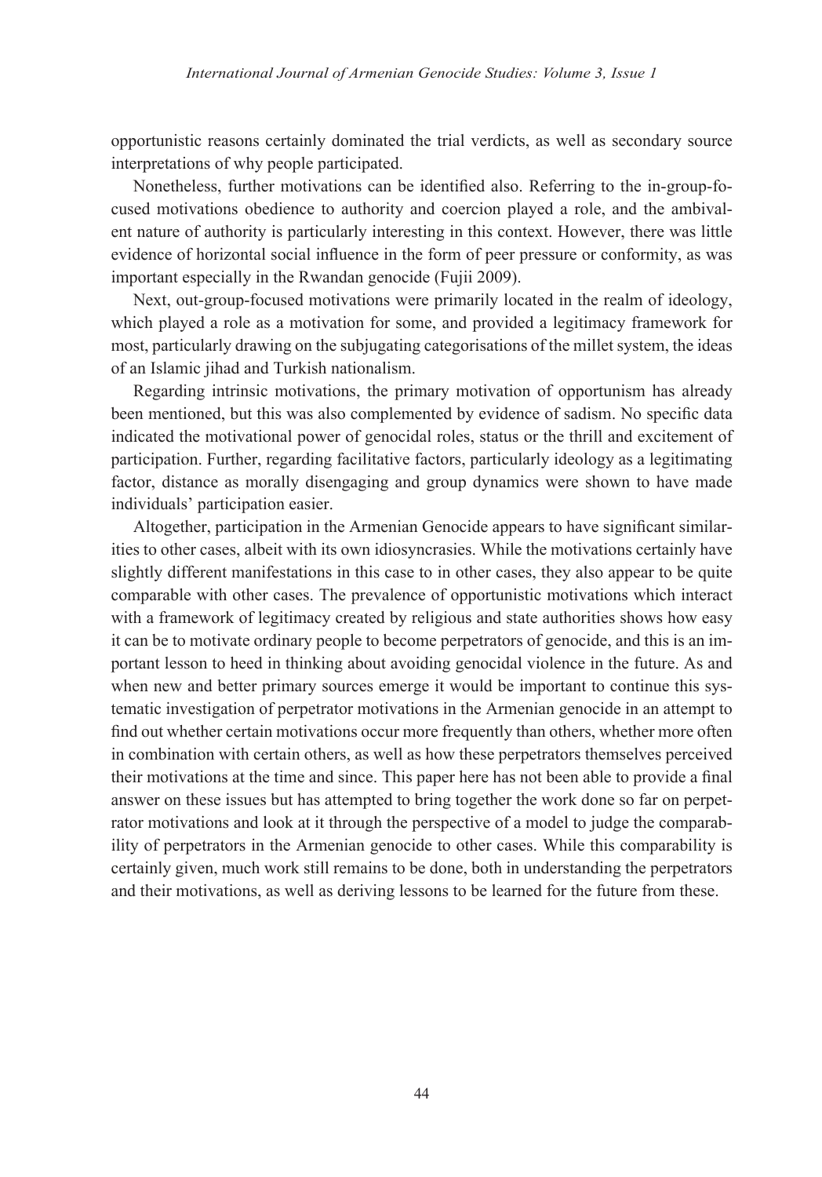opportunistic reasons certainly dominated the trial verdicts, as well as secondary source interpretations of why people participated.

Nonetheless, further motivations can be identified also. Referring to the in-group-focused motivations obedience to authority and coercion played a role, and the ambivalent nature of authority is particularly interesting in this context. However, there was little evidence of horizontal social influence in the form of peer pressure or conformity, as was important especially in the Rwandan genocide (Fujii 2009).

Next, out-group-focused motivations were primarily located in the realm of ideology, which played a role as a motivation for some, and provided a legitimacy framework for most, particularly drawing on the subjugating categorisations of the millet system, the ideas of an Islamic jihad and Turkish nationalism.

Regarding intrinsic motivations, the primary motivation of opportunism has already been mentioned, but this was also complemented by evidence of sadism. No specific data indicated the motivational power of genocidal roles, status or the thrill and excitement of participation. Further, regarding facilitative factors, particularly ideology as a legitimating factor, distance as morally disengaging and group dynamics were shown to have made individuals' participation easier.

Altogether, participation in the Armenian Genocide appears to have significant similarities to other cases, albeit with its own idiosyncrasies. While the motivations certainly have slightly different manifestations in this case to in other cases, they also appear to be quite comparable with other cases. The prevalence of opportunistic motivations which interact with a framework of legitimacy created by religious and state authorities shows how easy it can be to motivate ordinary people to become perpetrators of genocide, and this is an important lesson to heed in thinking about avoiding genocidal violence in the future. As and when new and better primary sources emerge it would be important to continue this systematic investigation of perpetrator motivations in the Armenian genocide in an attempt to find out whether certain motivations occur more frequently than others, whether more often in combination with certain others, as well as how these perpetrators themselves perceived their motivations at the time and since. This paper here has not been able to provide a final answer on these issues but has attempted to bring together the work done so far on perpetrator motivations and look at it through the perspective of a model to judge the comparability of perpetrators in the Armenian genocide to other cases. While this comparability is certainly given, much work still remains to be done, both in understanding the perpetrators and their motivations, as well as deriving lessons to be learned for the future from these.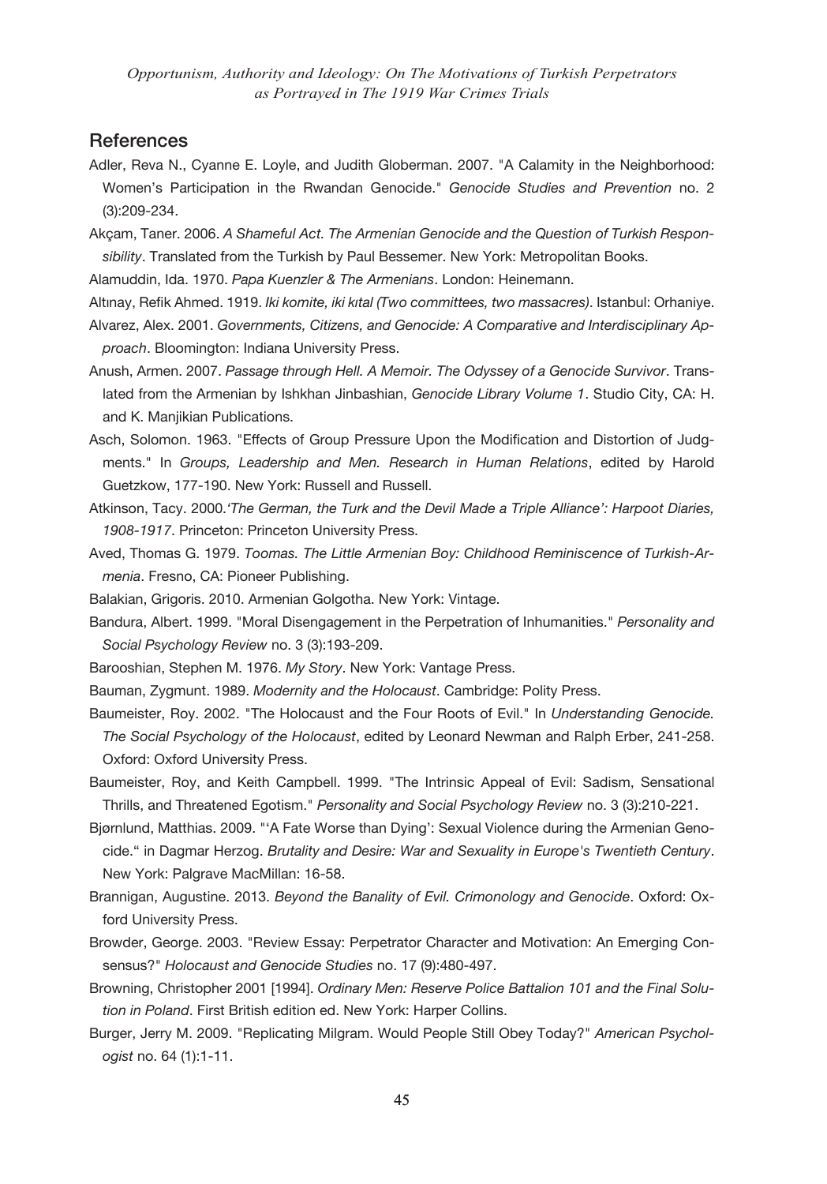## References

Adler, Reva N., Cyanne E. Loyle, and Judith Globerman. 2007. "A Calamity in the Neighborhood: Women's Participation in the Rwandan Genocide." *Genocide Studies and Prevention* no. 2 (3):209-234.

Akçam, Taner. 2006. *A Shameful Act. The Armenian Genocide and the Question of Turkish Responsibility*. Translated from the Turkish by Paul Bessemer. New York: Metropolitan Books.

Alamuddin, Ida. 1970. *Papa Kuenzler & The Armenians*. London: Heinemann.

Altınay, Refik Ahmed. 1919. *Iki komite, iki kıtal (Two committees, two massacres)*. Istanbul: Orhaniye.

Alvarez, Alex. 2001. *Governments, Citizens, and Genocide: A Comparative and Interdisciplinary Approach*. Bloomington: Indiana University Press.

Anush, Armen. 2007. *Passage through Hell. A Memoir. The Odyssey of a Genocide Survivor*. Translated from the Armenian by Ishkhan Jinbashian, *Genocide Library Volume 1*. Studio City, CA: H. and K. Manjikian Publications.

Asch, Solomon. 1963. "Effects of Group Pressure Upon the Modification and Distortion of Judgments." In *Groups, Leadership and Men. Research in Human Relations*, edited by Harold Guetzkow, 177-190. New York: Russell and Russell.

Atkinson, Tacy. 2000.*'The German, the Turk and the Devil Made a Triple Alliance': Harpoot Diaries, 1908-1917*. Princeton: Princeton University Press.

Aved, Thomas G. 1979. *Toomas. The Little Armenian Boy: Childhood Reminiscence of Turkish-Armenia*. Fresno, CA: Pioneer Publishing.

Balakian, Grigoris. 2010. Armenian Golgotha. New York: Vintage.

Bandura, Albert. 1999. "Moral Disengagement in the Perpetration of Inhumanities." *Personality and Social Psychology Review* no. 3 (3):193-209.

Barooshian, Stephen M. 1976. *My Story*. New York: Vantage Press.

Bauman, Zygmunt. 1989. *Modernity and the Holocaust*. Cambridge: Polity Press.

Baumeister, Roy. 2002. "The Holocaust and the Four Roots of Evil." In *Understanding Genocide. The Social Psychology of the Holocaust*, edited by Leonard Newman and Ralph Erber, 241-258. Oxford: Oxford University Press.

Baumeister, Roy, and Keith Campbell. 1999. "The Intrinsic Appeal of Evil: Sadism, Sensational Thrills, and Threatened Egotism." *Personality and Social Psychology Review* no. 3 (3):210-221.

Bjørnlund, Matthias. 2009. "'A Fate Worse than Dying': Sexual Violence during the Armenian Genocide." in Dagmar Herzog. *Brutality and Desire: War and Sexuality in Europe's Twentieth Century*. New York: Palgrave MacMillan: 16-58.

Brannigan, Augustine. 2013. *Beyond the Banality of Evil. Crimonology and Genocide*. Oxford: Oxford University Press.

Browder, George. 2003. "Review Essay: Perpetrator Character and Motivation: An Emerging Consensus?" *Holocaust and Genocide Studies* no. 17 (9):480-497.

Browning, Christopher 2001 [1994]. *Ordinary Men: Reserve Police Battalion 101 and the Final Solution in Poland*. First British edition ed. New York: Harper Collins.

Burger, Jerry M. 2009. "Replicating Milgram. Would People Still Obey Today?" *American Psychologist* no. 64 (1):1-11.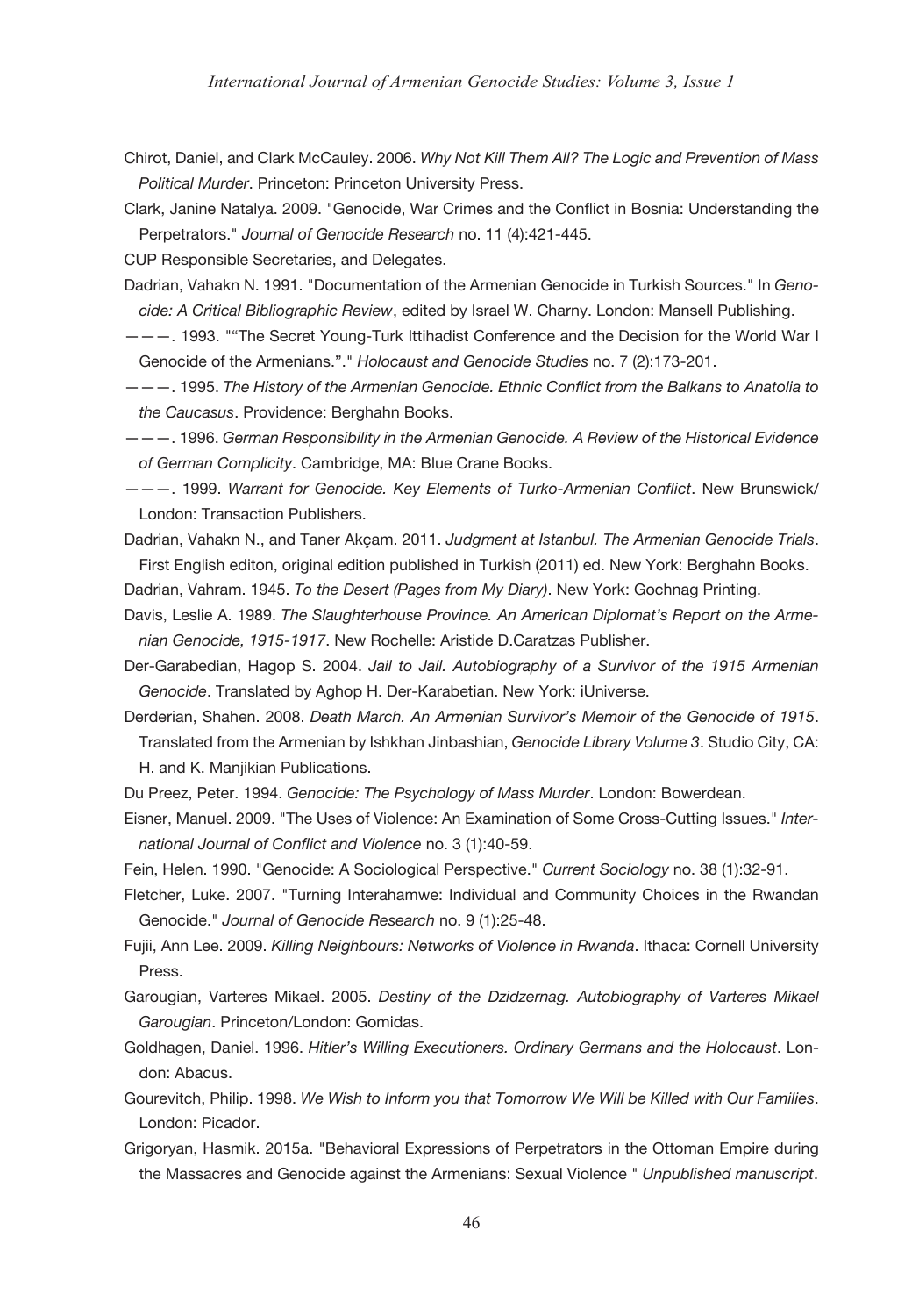Chirot, Daniel, and Clark McCauley. 2006. *Why Not Kill Them All? The Logic and Prevention of Mass Political Murder*. Princeton: Princeton University Press.

Clark, Janine Natalya. 2009. "Genocide, War Crimes and the Conflict in Bosnia: Understanding the Perpetrators." *Journal of Genocide Research* no. 11 (4):421-445.

CUP Responsible Secretaries, and Delegates.

Dadrian, Vahakn N. 1991. "Documentation of the Armenian Genocide in Turkish Sources." In *Genocide: A Critical Bibliographic Review*, edited by Israel W. Charny. London: Mansell Publishing.

———. 1993. "“The Secret Young-Turk Ittihadist Conference and the Decision for the World War I Genocide of the Armenians.”." *Holocaust and Genocide Studies* no. 7 (2):173-201.

———. 1995. *The History of the Armenian Genocide. Ethnic Conflict from the Balkans to Anatolia to the Caucasus*. Providence: Berghahn Books.

———. 1996. *German Responsibility in the Armenian Genocide. A Review of the Historical Evidence of German Complicity*. Cambridge, MA: Blue Crane Books.

———. 1999. *Warrant for Genocide. Key Elements of Turko-Armenian Conflict*. New Brunswick/London: Transaction Publishers.

Dadrian, Vahakn N., and Taner Akçam. 2011. *Judgment at Istanbul. The Armenian Genocide Trials*. First English editon, original edition published in Turkish (2011) ed. New York: Berghahn Books.

Dadrian, Vahram. 1945. *To the Desert (Pages from My Diary)*. New York: Gochnag Printing.

Davis, Leslie A. 1989. *The Slaughterhouse Province. An American Diplomat's Report on the Armenian Genocide, 1915-1917*. New Rochelle: Aristide D.Caratzas Publisher.

Der-Garabedian, Hagop S. 2004. *Jail to Jail. Autobiography of a Survivor of the 1915 Armenian Genocide*. Translated by Aghop H. Der-Karabetian. New York: iUniverse.

Derderian, Shahen. 2008. *Death March. An Armenian Survivor's Memoir of the Genocide of 1915*. Translated from the Armenian by Ishkhan Jinbashian, *Genocide Library Volume 3*. Studio City, CA: H. and K. Manjikian Publications.

Du Preez, Peter. 1994. *Genocide: The Psychology of Mass Murder*. London: Bowerdean.

Eisner, Manuel. 2009. "The Uses of Violence: An Examination of Some Cross-Cutting Issues." *International Journal of Conflict and Violence* no. 3 (1):40-59.

Fein, Helen. 1990. "Genocide: A Sociological Perspective." *Current Sociology* no. 38 (1):32-91.

Fletcher, Luke. 2007. "Turning Interahamwe: Individual and Community Choices in the Rwandan Genocide." *Journal of Genocide Research* no. 9 (1):25-48.

Fujii, Ann Lee. 2009. *Killing Neighbours: Networks of Violence in Rwanda*. Ithaca: Cornell University Press.

Garougian, Varteres Mikael. 2005. *Destiny of the Dzidzernag. Autobiography of Varteres Mikael Garougian*. Princeton/London: Gomidas.

Goldhagen, Daniel. 1996. *Hitler's Willing Executioners. Ordinary Germans and the Holocaust*. London: Abacus.

Gourevitch, Philip. 1998. *We Wish to Inform you that Tomorrow We Will be Killed with Our Families*. London: Picador.

Grigoryan, Hasmik. 2015a. "Behavioral Expressions of Perpetrators in the Ottoman Empire during the Massacres and Genocide against the Armenians: Sexual Violence " *Unpublished manuscript*.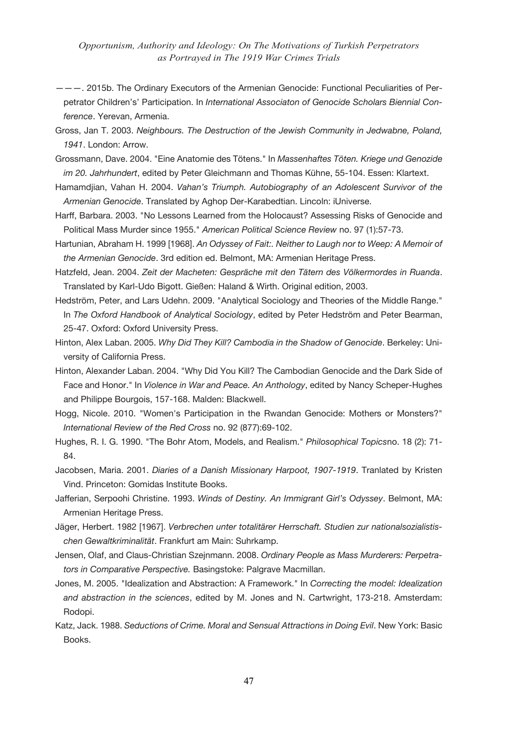———. 2015b. The Ordinary Executors of the Armenian Genocide: Functional Peculiarities of Perpetrator Children's' Participation. In *International Associaton of Genocide Scholars Biennial Conference*. Yerevan, Armenia.

Gross, Jan T. 2003. *Neighbours. The Destruction of the Jewish Community in Jedwabne, Poland, 1941*. London: Arrow.

Grossmann, Dave. 2004. "Eine Anatomie des Tötens." In *Massenhaftes Töten. Kriege und Genozide im 20. Jahrhundert*, edited by Peter Gleichmann and Thomas Kühne, 55-104. Essen: Klartext.

Hamamdjian, Vahan H. 2004. *Vahan's Triumph. Autobiography of an Adolescent Survivor of the Armenian Genocide*. Translated by Aghop Der-Karabedtian. Lincoln: iUniverse.

Harff, Barbara. 2003. "No Lessons Learned from the Holocaust? Assessing Risks of Genocide and Political Mass Murder since 1955." *American Political Science Review* no. 97 (1):57-73.

Hartunian, Abraham H. 1999 [1968]. *An Odyssey of Fait:. Neither to Laugh nor to Weep: A Memoir of the Armenian Genocide*. 3rd edition ed. Belmont, MA: Armenian Heritage Press.

Hatzfeld, Jean. 2004. *Zeit der Macheten: Gespräche mit den Tätern des Völkermordes in Ruanda*. Translated by Karl-Udo Bigott. Gießen: Haland & Wirth. Original edition, 2003.

Hedström, Peter, and Lars Udehn. 2009. "Analytical Sociology and Theories of the Middle Range." In *The Oxford Handbook of Analytical Sociology*, edited by Peter Hedström and Peter Bearman, 25-47. Oxford: Oxford University Press.

Hinton, Alex Laban. 2005. *Why Did They Kill? Cambodia in the Shadow of Genocide*. Berkeley: University of California Press.

Hinton, Alexander Laban. 2004. "Why Did You Kill? The Cambodian Genocide and the Dark Side of Face and Honor." In *Violence in War and Peace. An Anthology*, edited by Nancy Scheper-Hughes and Philippe Bourgois, 157-168. Malden: Blackwell.

Hogg, Nicole. 2010. "Women's Participation in the Rwandan Genocide: Mothers or Monsters?" *International Review of the Red Cross* no. 92 (877):69-102.

Hughes, R. I. G. 1990. "The Bohr Atom, Models, and Realism." *Philosophical Topics*no. 18 (2): 71-84.

Jacobsen, Maria. 2001. *Diaries of a Danish Missionary Harpoot, 1907-1919*. Tranlated by Kristen Vind. Princeton: Gomidas Institute Books.

Jafferian, Serpoohi Christine. 1993. *Winds of Destiny. An Immigrant Girl's Odyssey*. Belmont, MA: Armenian Heritage Press.

Jäger, Herbert. 1982 [1967]. *Verbrechen unter totalitärer Herrschaft. Studien zur nationalsozialistischen Gewaltkriminalität*. Frankfurt am Main: Suhrkamp.

Jensen, Olaf, and Claus-Christian Szejnmann. 2008. *Ordinary People as Mass Murderers: Perpetrators in Comparative Perspective.* Basingstoke: Palgrave Macmillan.

Jones, M. 2005. "Idealization and Abstraction: A Framework." In *Correcting the model: Idealization and abstraction in the sciences*, edited by M. Jones and N. Cartwright, 173-218. Amsterdam: Rodopi.

Katz, Jack. 1988. *Seductions of Crime. Moral and Sensual Attractions in Doing Evil*. New York: Basic Books.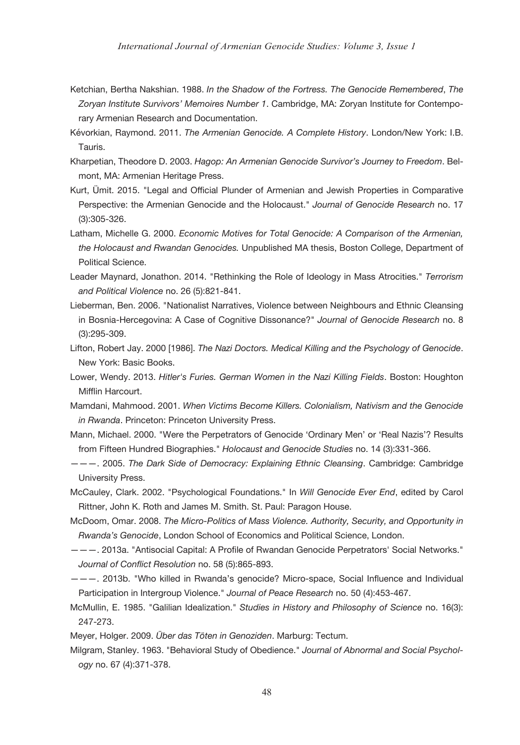Ketchian, Bertha Nakshian. 1988. *In the Shadow of the Fortress. The Genocide Remembered*, *The Zoryan Institute Survivors' Memoires Number 1*. Cambridge, MA: Zoryan Institute for Contemporary Armenian Research and Documentation.

Kévorkian, Raymond. 2011. *The Armenian Genocide. A Complete History*. London/New York: I.B. Tauris.

Kharpetian, Theodore D. 2003. *Hagop: An Armenian Genocide Survivor's Journey to Freedom*. Belmont, MA: Armenian Heritage Press.

Kurt, Ümit. 2015. "Legal and Official Plunder of Armenian and Jewish Properties in Comparative Perspective: the Armenian Genocide and the Holocaust." *Journal of Genocide Research* no. 17 (3):305-326.

Latham, Michelle G. 2000. *Economic Motives for Total Genocide: A Comparison of the Armenian, the Holocaust and Rwandan Genocides.* Unpublished MA thesis, Boston College, Department of Political Science.

Leader Maynard, Jonathon. 2014. "Rethinking the Role of Ideology in Mass Atrocities." *Terrorism and Political Violence* no. 26 (5):821-841.

Lieberman, Ben. 2006. "Nationalist Narratives, Violence between Neighbours and Ethnic Cleansing in Bosnia-Hercegovina: A Case of Cognitive Dissonance?" *Journal of Genocide Research* no. 8 (3):295-309.

Lifton, Robert Jay. 2000 [1986]. *The Nazi Doctors. Medical Killing and the Psychology of Genocide*. New York: Basic Books.

Lower, Wendy. 2013. *Hitler's Furies. German Women in the Nazi Killing Fields*. Boston: Houghton Mifflin Harcourt.

Mamdani, Mahmood. 2001. *When Victims Become Killers. Colonialism, Nativism and the Genocide in Rwanda*. Princeton: Princeton University Press.

Mann, Michael. 2000. "Were the Perpetrators of Genocide 'Ordinary Men' or 'Real Nazis'? Results from Fifteen Hundred Biographies." *Holocaust and Genocide Studies* no. 14 (3):331-366.

———. 2005. *The Dark Side of Democracy: Explaining Ethnic Cleansing*. Cambridge: Cambridge University Press.

McCauley, Clark. 2002. "Psychological Foundations." In *Will Genocide Ever End*, edited by Carol Rittner, John K. Roth and James M. Smith. St. Paul: Paragon House.

McDoom, Omar. 2008. *The Micro-Politics of Mass Violence. Authority, Security, and Opportunity in Rwanda's Genocide*, London School of Economics and Political Science, London.

———. 2013a. "Antisocial Capital: A Profile of Rwandan Genocide Perpetrators' Social Networks." *Journal of Conflict Resolution* no. 58 (5):865-893.

———. 2013b. "Who killed in Rwanda's genocide? Micro-space, Social Influence and Individual Participation in Intergroup Violence." *Journal of Peace Research* no. 50 (4):453-467.

McMullin, E. 1985. "Galilian Idealization." *Studies in History and Philosophy of Science* no. 16(3): 247-273.

Meyer, Holger. 2009. *Über das Töten in Genoziden*. Marburg: Tectum.

Milgram, Stanley. 1963. "Behavioral Study of Obedience." *Journal of Abnormal and Social Psychology* no. 67 (4):371-378.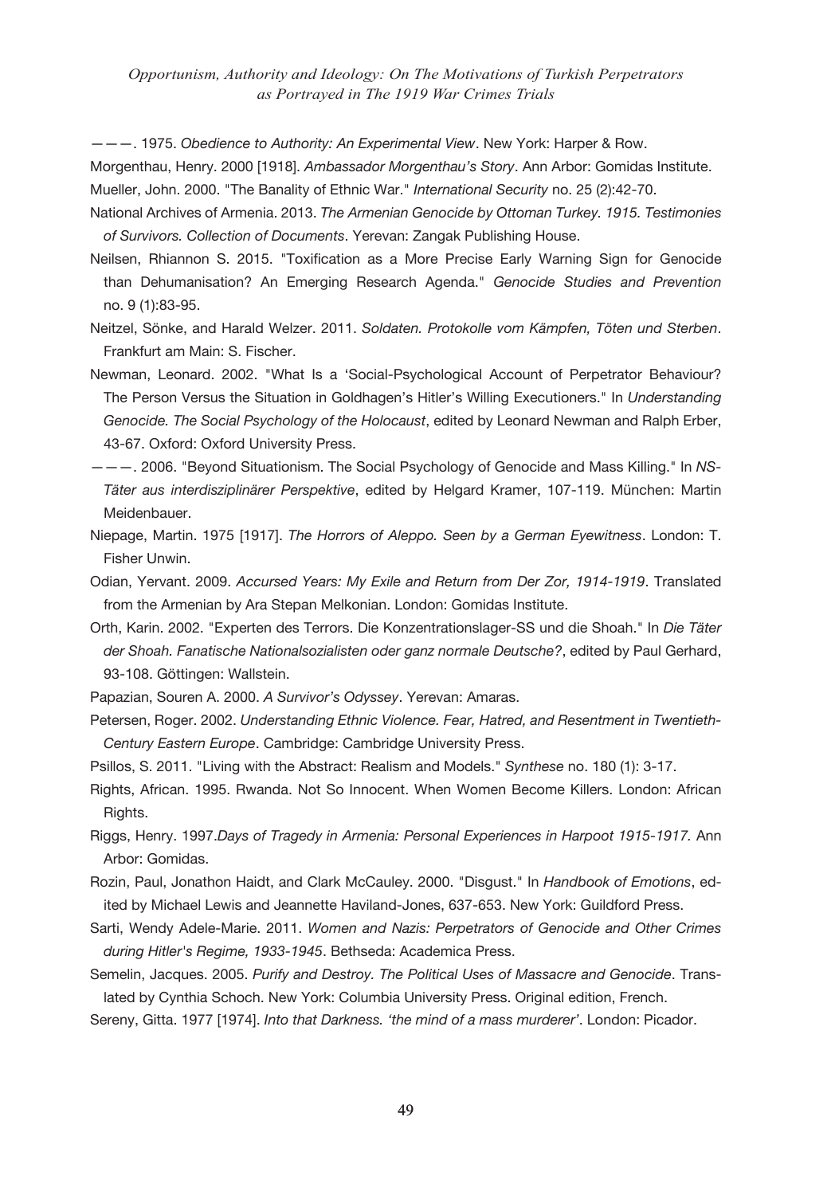———. 1975. *Obedience to Authority: An Experimental View*. New York: Harper & Row.

Morgenthau, Henry. 2000 [1918]. *Ambassador Morgenthau's Story*. Ann Arbor: Gomidas Institute.

Mueller, John. 2000. "The Banality of Ethnic War." *International Security* no. 25 (2):42-70.

National Archives of Armenia. 2013. *The Armenian Genocide by Ottoman Turkey. 1915. Testimonies of Survivors. Collection of Documents*. Yerevan: Zangak Publishing House.

Neilsen, Rhiannon S. 2015. "Toxification as a More Precise Early Warning Sign for Genocide than Dehumanisation? An Emerging Research Agenda." *Genocide Studies and Prevention* no. 9 (1):83-95.

Neitzel, Sönke, and Harald Welzer. 2011. *Soldaten. Protokolle vom Kämpfen, Töten und Sterben*. Frankfurt am Main: S. Fischer.

Newman, Leonard. 2002. "What Is a 'Social-Psychological Account of Perpetrator Behaviour? The Person Versus the Situation in Goldhagen's Hitler's Willing Executioners." In *Understanding Genocide. The Social Psychology of the Holocaust*, edited by Leonard Newman and Ralph Erber, 43-67. Oxford: Oxford University Press.

———. 2006. "Beyond Situationism. The Social Psychology of Genocide and Mass Killing." In *NS-Täter aus interdisziplinärer Perspektive*, edited by Helgard Kramer, 107-119. München: Martin Meidenbauer.

Niepage, Martin. 1975 [1917]. *The Horrors of Aleppo. Seen by a German Eyewitness*. London: T. Fisher Unwin.

Odian, Yervant. 2009. *Accursed Years: My Exile and Return from Der Zor, 1914-1919*. Translated from the Armenian by Ara Stepan Melkonian. London: Gomidas Institute.

Orth, Karin. 2002. "Experten des Terrors. Die Konzentrationslager-SS und die Shoah." In *Die Täter der Shoah. Fanatische Nationalsozialisten oder ganz normale Deutsche?*, edited by Paul Gerhard, 93-108. Göttingen: Wallstein.

Papazian, Souren A. 2000. *A Survivor's Odyssey*. Yerevan: Amaras.

Petersen, Roger. 2002. *Understanding Ethnic Violence. Fear, Hatred, and Resentment in Twentieth-Century Eastern Europe*. Cambridge: Cambridge University Press.

Psillos, S. 2011. "Living with the Abstract: Realism and Models." *Synthese* no. 180 (1): 3-17.

Rights, African. 1995. Rwanda. Not So Innocent. When Women Become Killers. London: African Rights.

Riggs, Henry. 1997.*Days of Tragedy in Armenia: Personal Experiences in Harpoot 1915-1917.* Ann Arbor: Gomidas.

Rozin, Paul, Jonathon Haidt, and Clark McCauley. 2000. "Disgust." In *Handbook of Emotions*, edited by Michael Lewis and Jeannette Haviland-Jones, 637-653. New York: Guildford Press.

Sarti, Wendy Adele-Marie. 2011. *Women and Nazis: Perpetrators of Genocide and Other Crimes during Hitler's Regime, 1933-1945*. Bethseda: Academica Press.

Semelin, Jacques. 2005. *Purify and Destroy. The Political Uses of Massacre and Genocide*. Translated by Cynthia Schoch. New York: Columbia University Press. Original edition, French.

Sereny, Gitta. 1977 [1974]. *Into that Darkness. 'the mind of a mass murderer'*. London: Picador.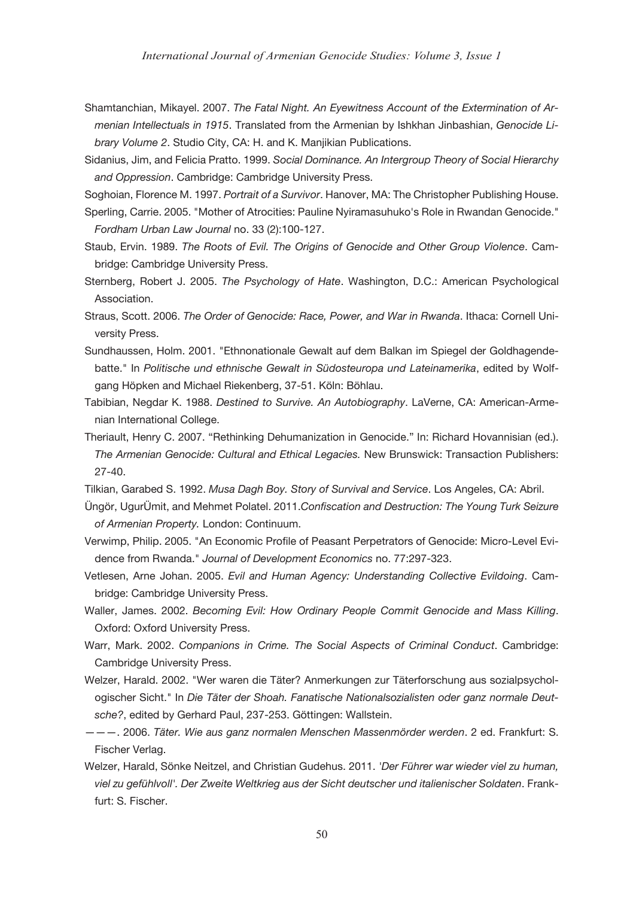Shamtanchian, Mikayel. 2007. *The Fatal Night. An Eyewitness Account of the Extermination of Armenian Intellectuals in 1915*. Translated from the Armenian by Ishkhan Jinbashian, *Genocide Library Volume 2*. Studio City, CA: H. and K. Manjikian Publications.

Sidanius, Jim, and Felicia Pratto. 1999. *Social Dominance. An Intergroup Theory of Social Hierarchy and Oppression*. Cambridge: Cambridge University Press.

Soghoian, Florence M. 1997. *Portrait of a Survivor*. Hanover, MA: The Christopher Publishing House.

Sperling, Carrie. 2005. "Mother of Atrocities: Pauline Nyiramasuhuko's Role in Rwandan Genocide." *Fordham Urban Law Journal* no. 33 (2):100-127.

Staub, Ervin. 1989. *The Roots of Evil. The Origins of Genocide and Other Group Violence*. Cambridge: Cambridge University Press.

Sternberg, Robert J. 2005. *The Psychology of Hate*. Washington, D.C.: American Psychological Association.

Straus, Scott. 2006. *The Order of Genocide: Race, Power, and War in Rwanda*. Ithaca: Cornell University Press.

Sundhaussen, Holm. 2001. "Ethnonationale Gewalt auf dem Balkan im Spiegel der Goldhagendebatte." In *Politische und ethnische Gewalt in Südosteuropa und Lateinamerika*, edited by Wolfgang Höpken and Michael Riekenberg, 37-51. Köln: Böhlau.

Tabibian, Negdar K. 1988. *Destined to Survive. An Autobiography*. LaVerne, CA: American-Armenian International College.

Theriault, Henry C. 2007. "Rethinking Dehumanization in Genocide." In: Richard Hovannisian (ed.). *The Armenian Genocide: Cultural and Ethical Legacies.* New Brunswick: Transaction Publishers: 27-40.

Tilkian, Garabed S. 1992. *Musa Dagh Boy. Story of Survival and Service*. Los Angeles, CA: Abril.

Üngör, UgurÜmit, and Mehmet Polatel. 2011.*Confiscation and Destruction: The Young Turk Seizure of Armenian Property.* London: Continuum.

Verwimp, Philip. 2005. "An Economic Profile of Peasant Perpetrators of Genocide: Micro-Level Evidence from Rwanda." *Journal of Development Economics* no. 77:297-323.

Vetlesen, Arne Johan. 2005. *Evil and Human Agency: Understanding Collective Evildoing*. Cambridge: Cambridge University Press.

Waller, James. 2002. *Becoming Evil: How Ordinary People Commit Genocide and Mass Killing*. Oxford: Oxford University Press.

Warr, Mark. 2002. *Companions in Crime. The Social Aspects of Criminal Conduct*. Cambridge: Cambridge University Press.

Welzer, Harald. 2002. "Wer waren die Täter? Anmerkungen zur Täterforschung aus sozialpsychologischer Sicht." In *Die Täter der Shoah. Fanatische Nationalsozialisten oder ganz normale Deutsche?*, edited by Gerhard Paul, 237-253. Göttingen: Wallstein.

———. 2006. *Täter. Wie aus ganz normalen Menschen Massenmörder werden*. 2 ed. Frankfurt: S. Fischer Verlag.

Welzer, Harald, Sönke Neitzel, and Christian Gudehus. 2011. *'Der Führer war wieder viel zu human, viel zu gefühlvoll'. Der Zweite Weltkrieg aus der Sicht deutscher und italienischer Soldaten*. Frankfurt: S. Fischer.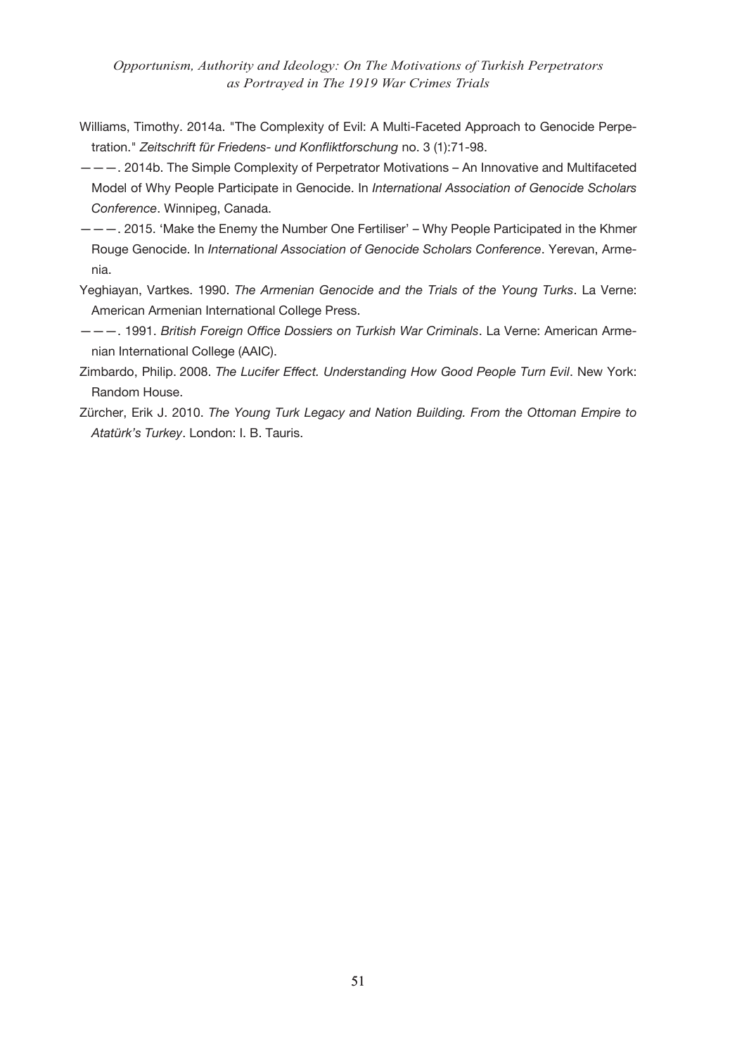Williams, Timothy. 2014a. "The Complexity of Evil: A Multi-Faceted Approach to Genocide Perpetration." *Zeitschrift für Friedens- und Konfliktforschung* no. 3 (1):71-98.

———. 2014b. The Simple Complexity of Perpetrator Motivations – An Innovative and Multifaceted Model of Why People Participate in Genocide. In *International Association of Genocide Scholars Conference*. Winnipeg, Canada.

———. 2015. 'Make the Enemy the Number One Fertiliser' – Why People Participated in the Khmer Rouge Genocide. In *International Association of Genocide Scholars Conference*. Yerevan, Armenia.

Yeghiayan, Vartkes. 1990. *The Armenian Genocide and the Trials of the Young Turks*. La Verne: American Armenian International College Press.

———. 1991. *British Foreign Office Dossiers on Turkish War Criminals*. La Verne: American Armenian International College (AAIC).

Zimbardo, Philip. 2008. *The Lucifer Effect. Understanding How Good People Turn Evil*. New York: Random House.

Zürcher, Erik J. 2010. *The Young Turk Legacy and Nation Building. From the Ottoman Empire to Atatürk's Turkey*. London: I. B. Tauris.